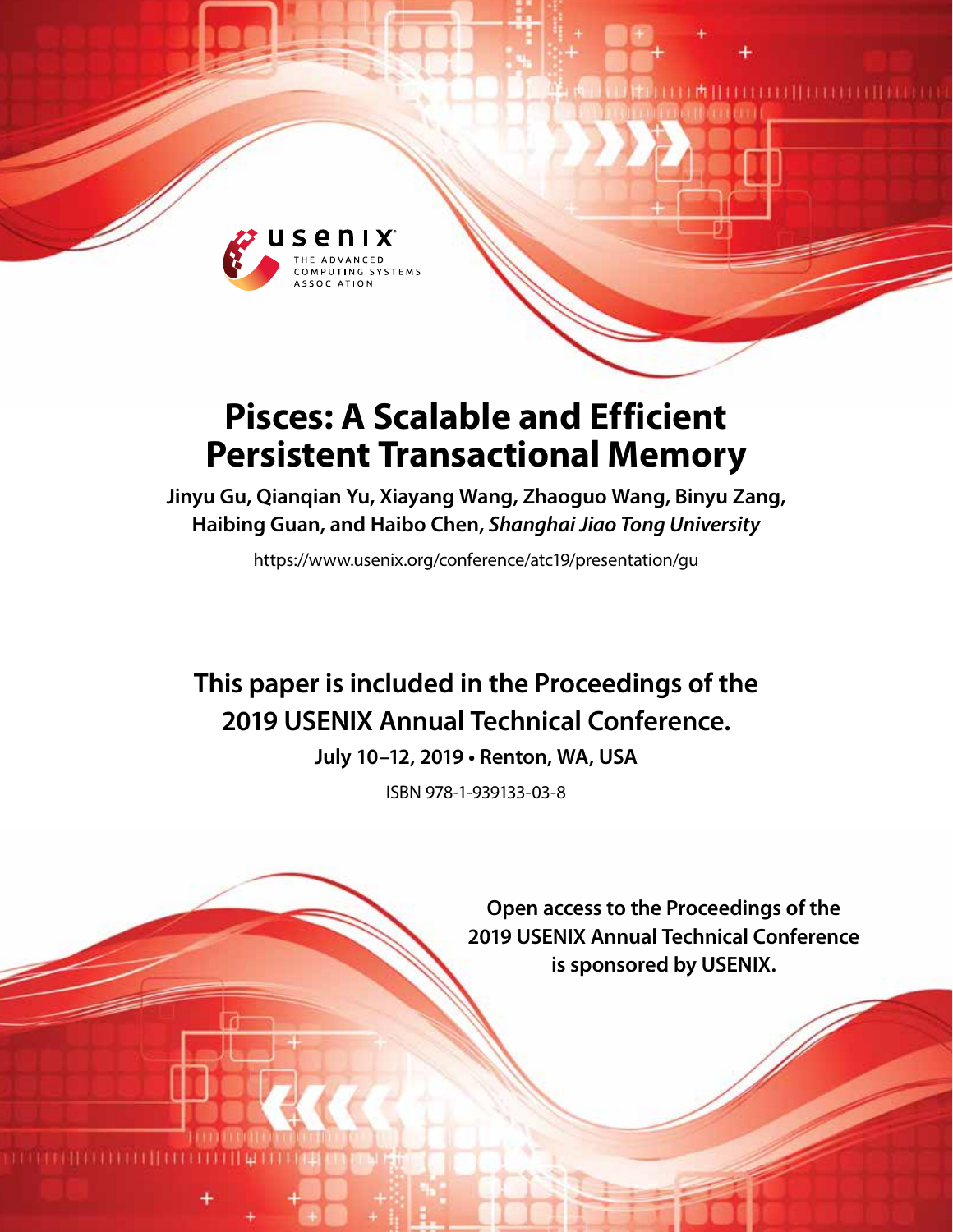usenix THE ADVANCED COMPUTING SYSTEMS ASSOCIATION

# Pisces: A Scalable and Efficient Persistent Transactional Memory

**Jinyu Gu, Qianqian Yu, Xiayang Wang, Zhaoguo Wang, Binyu Zang, Haibing Guan, and Haibo Chen,** ***Shanghai Jiao Tong University***

https://www.usenix.org/conference/atc19/presentation/gu

**This paper is included in the Proceedings of the 2019 USENIX Annual Technical Conference.**

**July 10–12, 2019 • Renton, WA, USA**

ISBN 978-1-939133-03-8

**Open access to the Proceedings of the 2019 USENIX Annual Technical Conference is sponsored by USENIX.**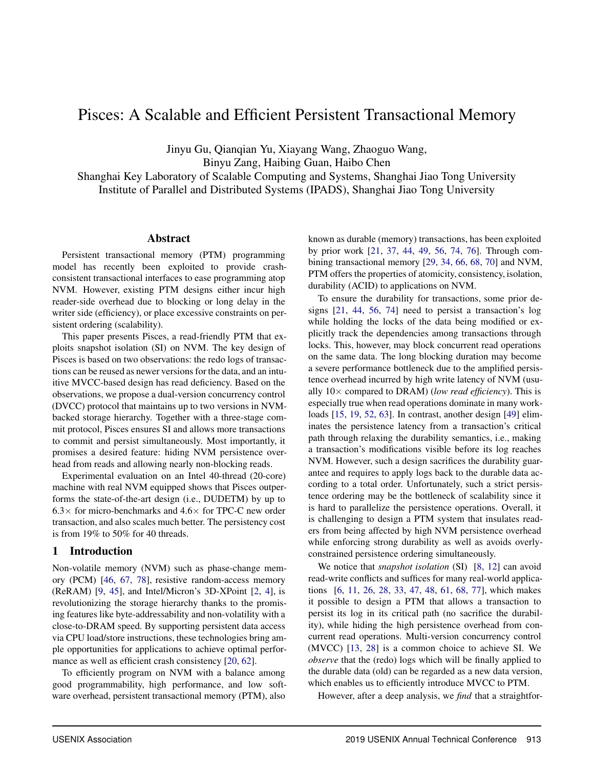# Pisces: A Scalable and Efficient Persistent Transactional Memory

Jinyu Gu, Qianqian Yu, Xiayang Wang, Zhaoguo Wang,
Binyu Zang, Haibing Guan, Haibo Chen
Shanghai Key Laboratory of Scalable Computing and Systems, Shanghai Jiao Tong University
Institute of Parallel and Distributed Systems (IPADS), Shanghai Jiao Tong University

## Abstract

Persistent transactional memory (PTM) programming model has recently been exploited to provide crash-consistent transactional interfaces to ease programming atop NVM. However, existing PTM designs either incur high reader-side overhead due to blocking or long delay in the writer side (efficiency), or place excessive constraints on persistent ordering (scalability).

This paper presents Pisces, a read-friendly PTM that exploits snapshot isolation (SI) on NVM. The key design of Pisces is based on two observations: the redo logs of transactions can be reused as newer versions for the data, and an intuitive MVCC-based design has read deficiency. Based on the observations, we propose a dual-version concurrency control (DVCC) protocol that maintains up to two versions in NVM-backed storage hierarchy. Together with a three-stage commit protocol, Pisces ensures SI and allows more transactions to commit and persist simultaneously. Most importantly, it promises a desired feature: hiding NVM persistence overhead from reads and allowing nearly non-blocking reads.

Experimental evaluation on an Intel 40-thread (20-core) machine with real NVM equipped shows that Pisces outperforms the state-of-the-art design (i.e., DUDETM) by up to 6.3× for micro-benchmarks and 4.6× for TPC-C new order transaction, and also scales much better. The persistency cost is from 19% to 50% for 40 threads.

## 1 Introduction

Non-volatile memory (NVM) such as phase-change memory (PCM) [46, 67, 78], resistive random-access memory (ReRAM) [9, 45], and Intel/Micron's 3D-XPoint [2, 4], is revolutionizing the storage hierarchy thanks to the promising features like byte-addressability and non-volatility with a close-to-DRAM speed. By supporting persistent data access via CPU load/store instructions, these technologies bring ample opportunities for applications to achieve optimal performance as well as efficient crash consistency [20, 62].

To efficiently program on NVM with a balance among good programmability, high performance, and low software overhead, persistent transactional memory (PTM), also known as durable (memory) transactions, has been exploited by prior work [21, 37, 44, 49, 56, 74, 76]. Through combining transactional memory [29, 34, 66, 68, 70] and NVM, PTM offers the properties of atomicity, consistency, isolation, durability (ACID) to applications on NVM.

To ensure the durability for transactions, some prior designs [21, 44, 56, 74] need to persist a transaction's log while holding the locks of the data being modified or explicitly track the dependencies among transactions through locks. This, however, may block concurrent read operations on the same data. The long blocking duration may become a severe performance bottleneck due to the amplified persistence overhead incurred by high write latency of NVM (usually 10× compared to DRAM) (*low read efficiency*). This is especially true when read operations dominate in many workloads [15, 19, 52, 63]. In contrast, another design [49] eliminates the persistence latency from a transaction's critical path through relaxing the durability semantics, i.e., making a transaction's modifications visible before its log reaches NVM. However, such a design sacrifices the durability guarantee and requires to apply logs back to the durable data according to a total order. Unfortunately, such a strict persistence ordering may be the bottleneck of scalability since it is hard to parallelize the persistence operations. Overall, it is challenging to design a PTM system that insulates readers from being affected by high NVM persistence overhead while enforcing strong durability as well as avoids overly-constrained persistence ordering simultaneously.

We notice that *snapshot isolation* (SI) [8, 12] can avoid read-write conflicts and suffices for many real-world applications [6, 11, 26, 28, 33, 47, 48, 61, 68, 77], which makes it possible to design a PTM that allows a transaction to persist its log in its critical path (no sacrifice the durability), while hiding the high persistence overhead from concurrent read operations. Multi-version concurrency control (MVCC) [13, 28] is a common choice to achieve SI. We *observe* that the (redo) logs which will be finally applied to the durable data (old) can be regarded as a new data version, which enables us to efficiently introduce MVCC to PTM.

However, after a deep analysis, we *find* that a straightfor-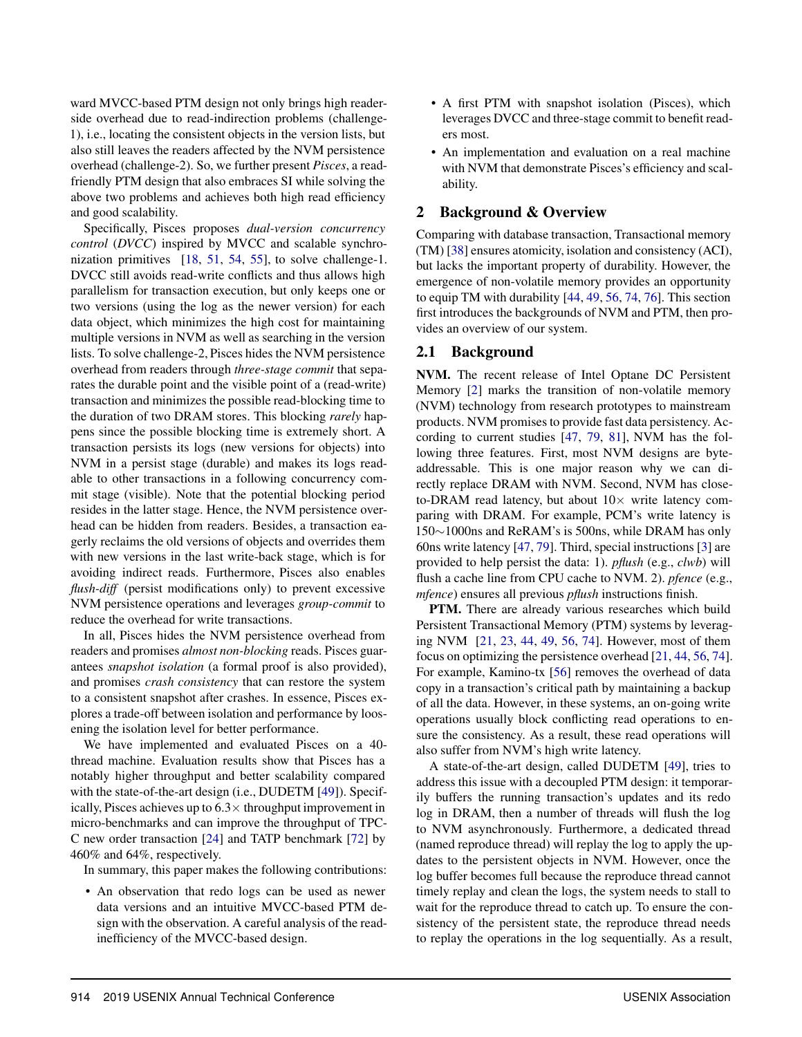ward MVCC-based PTM design not only brings high reader-side overhead due to read-indirection problems (challenge-1), i.e., locating the consistent objects in the version lists, but also still leaves the readers affected by the NVM persistence overhead (challenge-2). So, we further present *Pisces*, a read-friendly PTM design that also embraces SI while solving the above two problems and achieves both high read efficiency and good scalability.

Specifically, Pisces proposes *dual-version concurrency control* (*DVCC*) inspired by MVCC and scalable synchronization primitives [18, 51, 54, 55], to solve challenge-1. DVCC still avoids read-write conflicts and thus allows high parallelism for transaction execution, but only keeps one or two versions (using the log as the newer version) for each data object, which minimizes the high cost for maintaining multiple versions in NVM as well as searching in the version lists. To solve challenge-2, Pisces hides the NVM persistence overhead from readers through *three-stage commit* that separates the durable point and the visible point of a (read-write) transaction and minimizes the possible read-blocking time to the duration of two DRAM stores. This blocking *rarely* happens since the possible blocking time is extremely short. A transaction persists its logs (new versions for objects) into NVM in a persist stage (durable) and makes its logs readable to other transactions in a following concurrency commit stage (visible). Note that the potential blocking period resides in the latter stage. Hence, the NVM persistence overhead can be hidden from readers. Besides, a transaction eagerly reclaims the old versions of objects and overrides them with new versions in the last write-back stage, which is for avoiding indirect reads. Furthermore, Pisces also enables *flush-diff* (persist modifications only) to prevent excessive NVM persistence operations and leverages *group-commit* to reduce the overhead for write transactions.

In all, Pisces hides the NVM persistence overhead from readers and promises *almost non-blocking* reads. Pisces guarantees *snapshot isolation* (a formal proof is also provided), and promises *crash consistency* that can restore the system to a consistent snapshot after crashes. In essence, Pisces explores a trade-off between isolation and performance by loosening the isolation level for better performance.

We have implemented and evaluated Pisces on a 40-thread machine. Evaluation results show that Pisces has a notably higher throughput and better scalability compared with the state-of-the-art design (i.e., DUDETM [49]). Specifically, Pisces achieves up to 6.3× throughput improvement in micro-benchmarks and can improve the throughput of TPC-C new order transaction [24] and TATP benchmark [72] by 460% and 64%, respectively.

In summary, this paper makes the following contributions:

- An observation that redo logs can be used as newer data versions and an intuitive MVCC-based PTM design with the observation. A careful analysis of the read-inefficiency of the MVCC-based design.
- A first PTM with snapshot isolation (Pisces), which leverages DVCC and three-stage commit to benefit readers most.
- An implementation and evaluation on a real machine with NVM that demonstrate Pisces's efficiency and scalability.

## 2 Background & Overview

Comparing with database transaction, Transactional memory (TM) [38] ensures atomicity, isolation and consistency (ACI), but lacks the important property of durability. However, the emergence of non-volatile memory provides an opportunity to equip TM with durability [44, 49, 56, 74, 76]. This section first introduces the backgrounds of NVM and PTM, then provides an overview of our system.

### 2.1 Background

**NVM.** The recent release of Intel Optane DC Persistent Memory [2] marks the transition of non-volatile memory (NVM) technology from research prototypes to mainstream products. NVM promises to provide fast data persistency. According to current studies [47, 79, 81], NVM has the following three features. First, most NVM designs are byte-addressable. This is one major reason why we can directly replace DRAM with NVM. Second, NVM has close-to-DRAM read latency, but about 10× write latency comparing with DRAM. For example, PCM's write latency is 150∼1000ns and ReRAM's is 500ns, while DRAM has only 60ns write latency [47, 79]. Third, special instructions [3] are provided to help persist the data: 1). *pflush* (e.g., *clwb*) will flush a cache line from CPU cache to NVM. 2). *pfence* (e.g., *mfence*) ensures all previous *pflush* instructions finish.

**PTM.** There are already various researches which build Persistent Transactional Memory (PTM) systems by leveraging NVM [21, 23, 44, 49, 56, 74]. However, most of them focus on optimizing the persistence overhead [21, 44, 56, 74]. For example, Kamino-tx [56] removes the overhead of data copy in a transaction's critical path by maintaining a backup of all the data. However, in these systems, an on-going write operations usually block conflicting read operations to ensure the consistency. As a result, these read operations will also suffer from NVM's high write latency.

A state-of-the-art design, called DUDETM [49], tries to address this issue with a decoupled PTM design: it temporarily buffers the running transaction's updates and its redo log in DRAM, then a number of threads will flush the log to NVM asynchronously. Furthermore, a dedicated thread (named reproduce thread) will replay the log to apply the updates to the persistent objects in NVM. However, once the log buffer becomes full because the reproduce thread cannot timely replay and clean the logs, the system needs to stall to wait for the reproduce thread to catch up. To ensure the consistency of the persistent state, the reproduce thread needs to replay the operations in the log sequentially. As a result,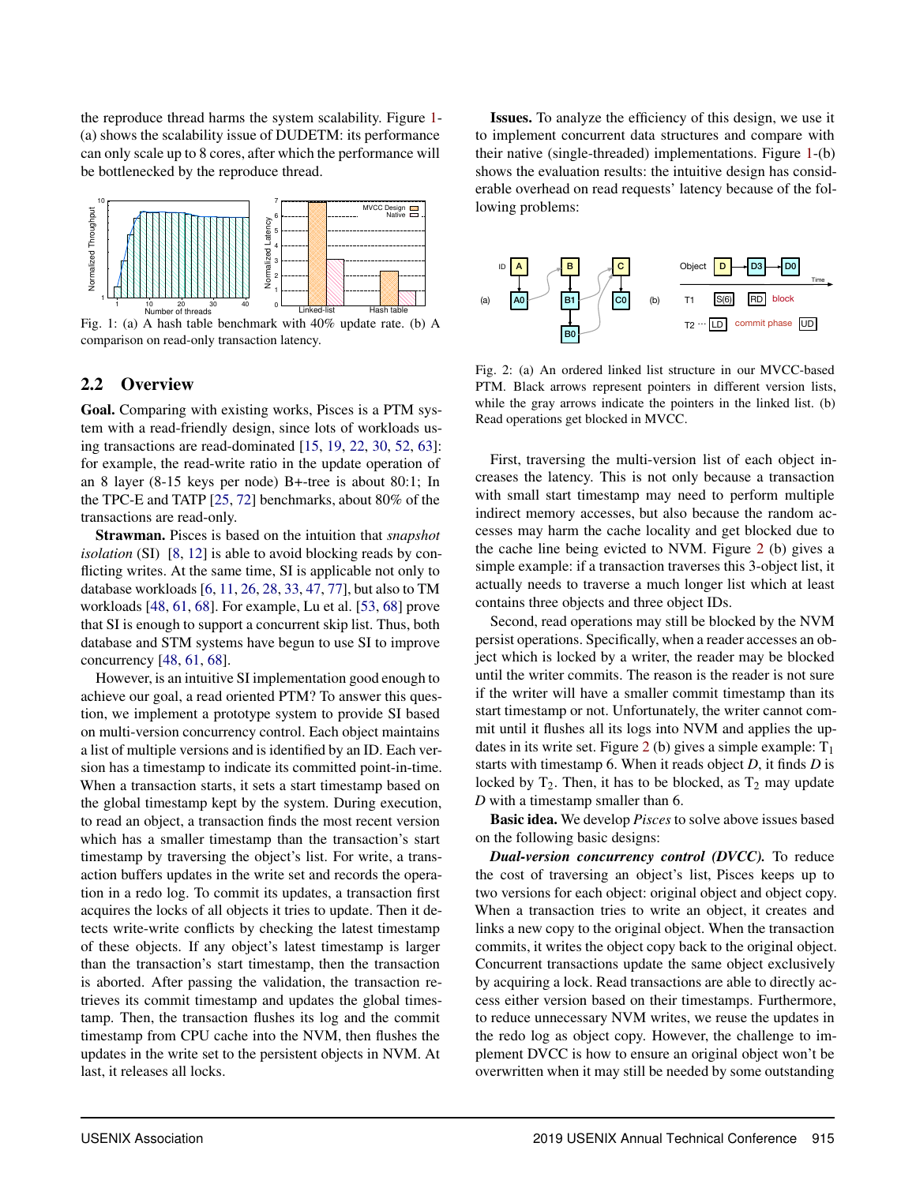the reproduce thread harms the system scalability. Figure 1-(a) shows the scalability issue of DUDETM: its performance can only scale up to 8 cores, after which the performance will be bottlenecked by the reproduce thread.

Fig. 1: (a) A hash table benchmark with 40% update rate. (b) A comparison on read-only transaction latency.

## 2.2 Overview

**Goal.** Comparing with existing works, Pisces is a PTM system with a read-friendly design, since lots of workloads using transactions are read-dominated [15, 19, 22, 30, 52, 63]: for example, the read-write ratio in the update operation of an 8 layer (8-15 keys per node) B+-tree is about 80:1; In the TPC-E and TATP [25, 72] benchmarks, about 80% of the transactions are read-only.

**Strawman.** Pisces is based on the intuition that *snapshot isolation* (SI) [8, 12] is able to avoid blocking reads by conflicting writes. At the same time, SI is applicable not only to database workloads [6, 11, 26, 28, 33, 47, 77], but also to TM workloads [48, 61, 68]. For example, Lu et al. [53, 68] prove that SI is enough to support a concurrent skip list. Thus, both database and STM systems have begun to use SI to improve concurrency [48, 61, 68].

However, is an intuitive SI implementation good enough to achieve our goal, a read oriented PTM? To answer this question, we implement a prototype system to provide SI based on multi-version concurrency control. Each object maintains a list of multiple versions and is identified by an ID. Each version has a timestamp to indicate its committed point-in-time. When a transaction starts, it sets a start timestamp based on the global timestamp kept by the system. During execution, to read an object, a transaction finds the most recent version which has a smaller timestamp than the transaction's start timestamp by traversing the object's list. For write, a transaction buffers updates in the write set and records the operation in a redo log. To commit its updates, a transaction first acquires the locks of all objects it tries to update. Then it detects write-write conflicts by checking the latest timestamp of these objects. If any object's latest timestamp is larger than the transaction's start timestamp, then the transaction is aborted. After passing the validation, the transaction retrieves its commit timestamp and updates the global timestamp. Then, the transaction flushes its log and the commit timestamp from CPU cache into the NVM, then flushes the updates in the write set to the persistent objects in NVM. At last, it releases all locks.

**Issues.** To analyze the efficiency of this design, we use it to implement concurrent data structures and compare with their native (single-threaded) implementations. Figure 1-(b) shows the evaluation results: the intuitive design has considerable overhead on read requests' latency because of the following problems:

Fig. 2: (a) An ordered linked list structure in our MVCC-based PTM. Black arrows represent pointers in different version lists, while the gray arrows indicate the pointers in the linked list. (b) Read operations get blocked in MVCC.

First, traversing the multi-version list of each object increases the latency. This is not only because a transaction with small start timestamp may need to perform multiple indirect memory accesses, but also because the random accesses may harm the cache locality and get blocked due to the cache line being evicted to NVM. Figure 2 (b) gives a simple example: if a transaction traverses this 3-object list, it actually needs to traverse a much longer list which at least contains three objects and three object IDs.

Second, read operations may still be blocked by the NVM persist operations. Specifically, when a reader accesses an object which is locked by a writer, the reader may be blocked until the writer commits. The reason is the reader is not sure if the writer will have a smaller commit timestamp than its start timestamp or not. Unfortunately, the writer cannot commit until it flushes all its logs into NVM and applies the updates in its write set. Figure 2 (b) gives a simple example: $T_1$ starts with timestamp 6. When it reads object $D$, it finds $D$ is locked by $T_2$. Then, it has to be blocked, as $T_2$ may update $D$ with a timestamp smaller than 6.

**Basic idea.** We develop *Pisces* to solve above issues based on the following basic designs:

***Dual-version concurrency control (DVCC).*** To reduce the cost of traversing an object's list, Pisces keeps up to two versions for each object: original object and object copy. When a transaction tries to write an object, it creates and links a new copy to the original object. When the transaction commits, it writes the object copy back to the original object. Concurrent transactions update the same object exclusively by acquiring a lock. Read transactions are able to directly access either version based on their timestamps. Furthermore, to reduce unnecessary NVM writes, we reuse the updates in the redo log as object copy. However, the challenge to implement DVCC is how to ensure an original object won't be overwritten when it may still be needed by some outstanding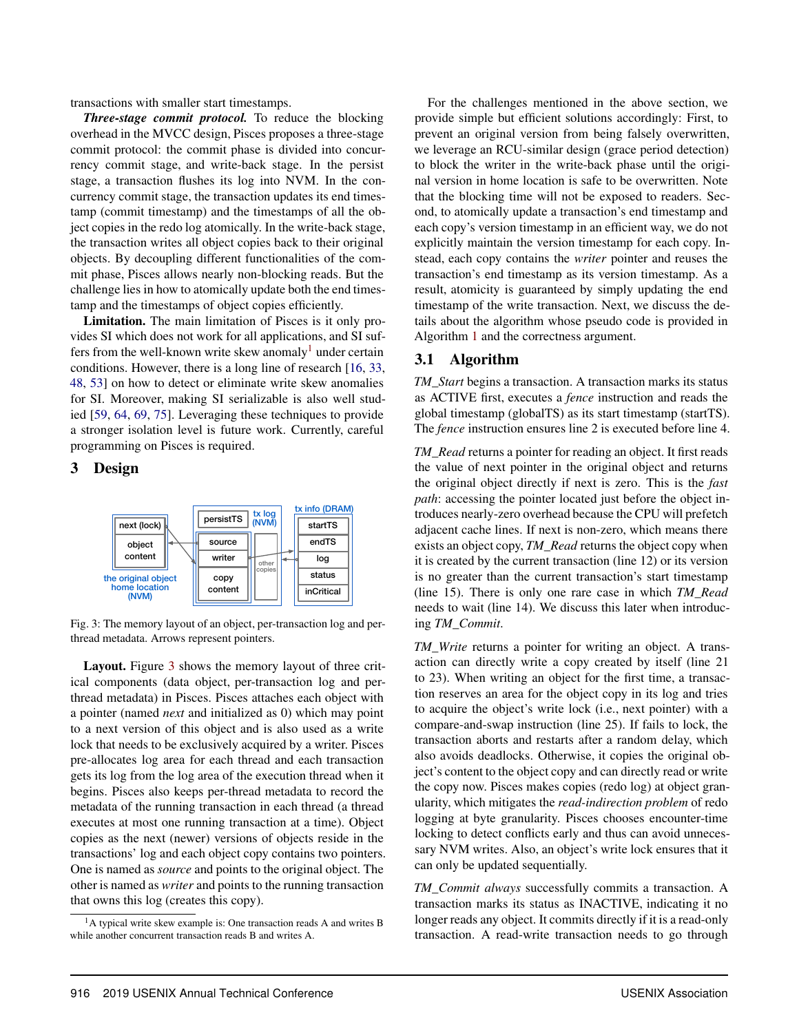transactions with smaller start timestamps.

***Three-stage commit protocol.*** To reduce the blocking overhead in the MVCC design, Pisces proposes a three-stage commit protocol: the commit phase is divided into concurrency commit stage, and write-back stage. In the persist stage, a transaction flushes its log into NVM. In the concurrency commit stage, the transaction updates its end timestamp (commit timestamp) and the timestamps of all the object copies in the redo log atomically. In the write-back stage, the transaction writes all object copies back to their original objects. By decoupling different functionalities of the commit phase, Pisces allows nearly non-blocking reads. But the challenge lies in how to atomically update both the end timestamp and the timestamps of object copies efficiently.

**Limitation.** The main limitation of Pisces is it only provides SI which does not work for all applications, and SI suffers from the well-known write skew anomaly[1] under certain conditions. However, there is a long line of research [16, 33, 48, 53] on how to detect or eliminate write skew anomalies for SI. Moreover, making SI serializable is also well studied [59, 64, 69, 75]. Leveraging these techniques to provide a stronger isolation level is future work. Currently, careful programming on Pisces is required.

## 3 Design

Fig. 3: The memory layout of an object, per-transaction log and per-thread metadata. Arrows represent pointers.

**Layout.** Figure 3 shows the memory layout of three critical components (data object, per-transaction log and per-thread metadata) in Pisces. Pisces attaches each object with a pointer (named *next* and initialized as 0) which may point to a next version of this object and is also used as a write lock that needs to be exclusively acquired by a writer. Pisces pre-allocates log area for each thread and each transaction gets its log from the log area of the execution thread when it begins. Pisces also keeps per-thread metadata to record the metadata of the running transaction in each thread (a thread executes at most one running transaction at a time). Object copies as the next (newer) versions of objects reside in the transactions' log and each object copy contains two pointers. One is named as *source* and points to the original object. The other is named as *writer* and points to the running transaction that owns this log (creates this copy).

[1] A typical write skew example is: One transaction reads A and writes B while another concurrent transaction reads B and writes A.

For the challenges mentioned in the above section, we provide simple but efficient solutions accordingly: First, to prevent an original version from being falsely overwritten, we leverage an RCU-similar design (grace period detection) to block the writer in the write-back phase until the original version in home location is safe to be overwritten. Note that the blocking time will not be exposed to readers. Second, to atomically update a transaction's end timestamp and each copy's version timestamp in an efficient way, we do not explicitly maintain the version timestamp for each copy. Instead, each copy contains the *writer* pointer and reuses the transaction's end timestamp as its version timestamp. As a result, atomicity is guaranteed by simply updating the end timestamp of the write transaction. Next, we discuss the details about the algorithm whose pseudo code is provided in Algorithm 1 and the correctness argument.

### 3.1 Algorithm

*TM_Start* begins a transaction. A transaction marks its status as ACTIVE first, executes a *fence* instruction and reads the global timestamp (globalTS) as its start timestamp (startTS). The *fence* instruction ensures line 2 is executed before line 4.

*TM_Read* returns a pointer for reading an object. It first reads the value of next pointer in the original object and returns the original object directly if next is zero. This is the *fast path*: accessing the pointer located just before the object introduces nearly-zero overhead because the CPU will prefetch adjacent cache lines. If next is non-zero, which means there exists an object copy, *TM_Read* returns the object copy when it is created by the current transaction (line 12) or its version is no greater than the current transaction's start timestamp (line 15). There is only one rare case in which *TM_Read* needs to wait (line 14). We discuss this later when introducing *TM_Commit*.

*TM_Write* returns a pointer for writing an object. A transaction can directly write a copy created by itself (line 21 to 23). When writing an object for the first time, a transaction reserves an area for the object copy in its log and tries to acquire the object's write lock (i.e., next pointer) with a compare-and-swap instruction (line 25). If fails to lock, the transaction aborts and restarts after a random delay, which also avoids deadlocks. Otherwise, it copies the original object's content to the object copy and can directly read or write the copy now. Pisces makes copies (redo log) at object granularity, which mitigates the *read-indirection problem* of redo logging at byte granularity. Pisces chooses encounter-time locking to detect conflicts early and thus can avoid unnecessary NVM writes. Also, an object's write lock ensures that it can only be updated sequentially.

*TM_Commit always* successfully commits a transaction. A transaction marks its status as INACTIVE, indicating it no longer reads any object. It commits directly if it is a read-only transaction. A read-write transaction needs to go through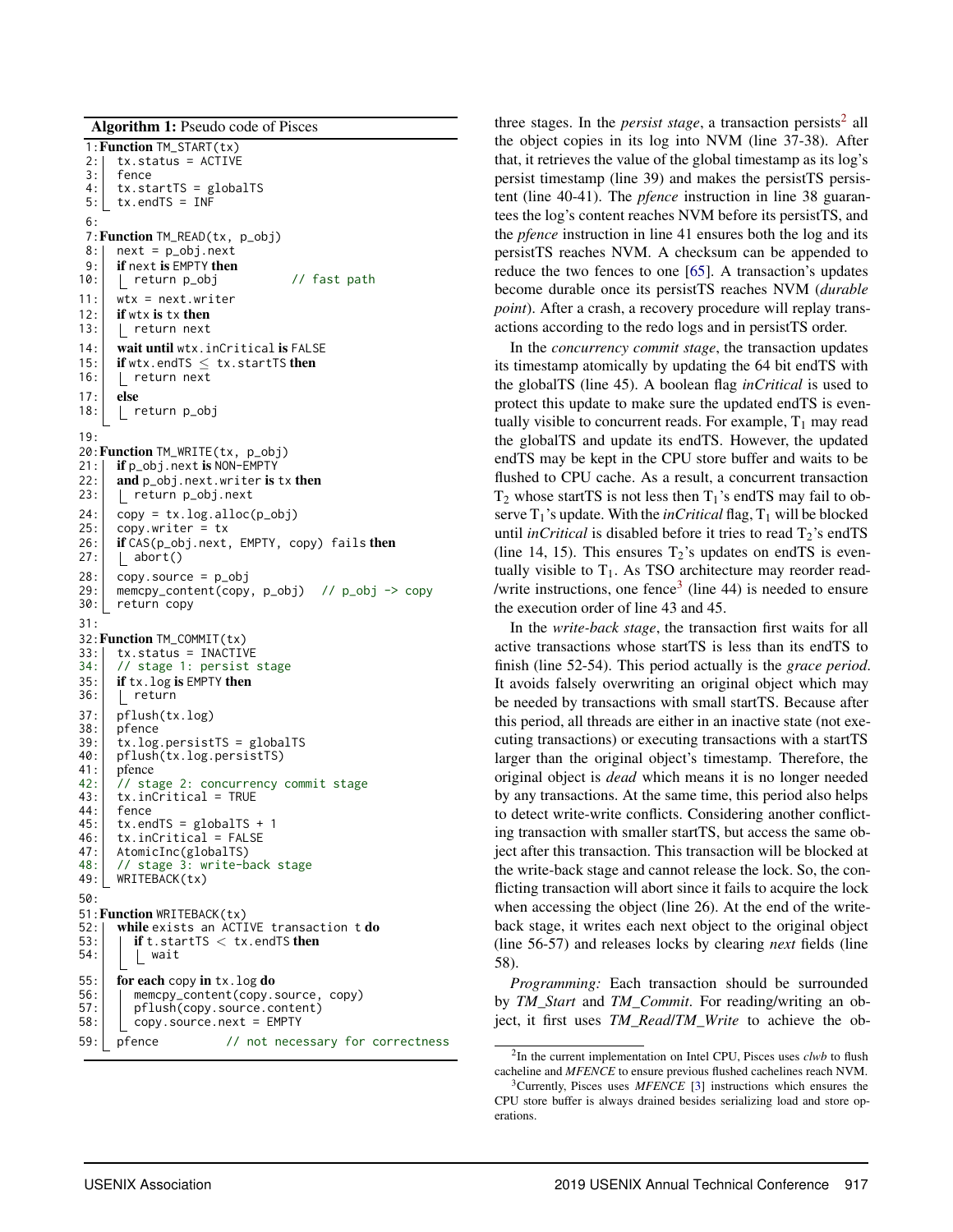**Algorithm 1:** Pseudo code of Pisces

```
1: Function TM_START(tx)
2:   tx.status = ACTIVE
3:   fence
4:   tx.startTS = globalTS
5:   tx.endTS = INF
6:
7: Function TM_READ(tx, p_obj)
8:   next = p_obj.next
9:   if next is EMPTY then
10:    return p_obj            // fast path
11:  wtx = next.writer
12:  if wtx is tx then
13:    return next
14:  wait until wtx.inCritical is FALSE
15:  if wtx.endTS ≤ tx.startTS then
16:    return next
17:  else
18:    return p_obj
19:
20: Function TM_WRITE(tx, p_obj)
21:  if p_obj.next is NON-EMPTY
22:  and p_obj.next.writer is tx then
23:    return p_obj.next
24:  copy = tx.log.alloc(p_obj)
25:  copy.writer = tx
26:  if CAS(p_obj.next, EMPTY, copy) fails then
27:    abort()
28:  copy.source = p_obj
29:  memcpy_content(copy, p_obj)  // p_obj -> copy
30:  return copy
31:
32: Function TM_COMMIT(tx)
33:  tx.status = INACTIVE
34:  // stage 1: persist stage
35:  if tx.log is EMPTY then
36:    return
37:  pflush(tx.log)
38:  pfence
39:  tx.log.persistTS = globalTS
40:  pflush(tx.log.persistTS)
41:  pfence
42:  // stage 2: concurrency commit stage
43:  tx.inCritical = TRUE
44:  fence
45:  tx.endTS = globalTS + 1
46:  tx.inCritical = FALSE
47:  AtomicInc(globalTS)
48:  // stage 3: write-back stage
49:  WRITEBACK(tx)
50:
51: Function WRITEBACK(tx)
52:  while exists an ACTIVE transaction t do
53:    if t.startTS < tx.endTS then
54:      wait
55:  for each copy in tx.log do
56:    memcpy_content(copy.source, copy)
57:    pflush(copy.source.content)
58:    copy.source.next = EMPTY
59:  pfence          // not necessary for correctness
```

three stages. In the *persist stage*, a transaction persists[2] all the object copies in its log into NVM (line 37-38). After that, it retrieves the value of the global timestamp as its log's persist timestamp (line 39) and makes the persistTS persistent (line 40-41). The *pfence* instruction in line 38 guarantees the log's content reaches NVM before its persistTS, and the *pfence* instruction in line 41 ensures both the log and its persistTS reaches NVM. A checksum can be appended to reduce the two fences to one [65]. A transaction's updates become durable once its persistTS reaches NVM (*durable point*). After a crash, a recovery procedure will replay transactions according to the redo logs and in persistTS order.

In the *concurrency commit stage*, the transaction updates its timestamp atomically by updating the 64 bit endTS with the globalTS (line 45). A boolean flag *inCritical* is used to protect this update to make sure the updated endTS is eventually visible to concurrent reads. For example, $T_1$ may read the globalTS and update its endTS. However, the updated endTS may be kept in the CPU store buffer and waits to be flushed to CPU cache. As a result, a concurrent transaction $T_2$ whose startTS is not less then $T_1$'s endTS may fail to observe $T_1$'s update. With the *inCritical* flag, $T_1$ will be blocked until *inCritical* is disabled before it tries to read $T_2$'s endTS (line 14, 15). This ensures $T_2$'s updates on endTS is eventually visible to $T_1$. As TSO architecture may reorder read-/write instructions, one fence[3] (line 44) is needed to ensure the execution order of line 43 and 45.

In the *write-back stage*, the transaction first waits for all active transactions whose startTS is less than its endTS to finish (line 52-54). This period actually is the *grace period*. It avoids falsely overwriting an original object which may be needed by transactions with small startTS. Because after this period, all threads are either in an inactive state (not executing transactions) or executing transactions with a startTS larger than the original object's timestamp. Therefore, the original object is *dead* which means it is no longer needed by any transactions. At the same time, this period also helps to detect write-write conflicts. Considering another conflicting transaction with smaller startTS, but access the same object after this transaction. This transaction will be blocked at the write-back stage and cannot release the lock. So, the conflicting transaction will abort since it fails to acquire the lock when accessing the object (line 26). At the end of the write-back stage, it writes each next object to the original object (line 56-57) and releases locks by clearing *next* fields (line 58).

*Programming:* Each transaction should be surrounded by *TM_Start* and *TM_Commit*. For reading/writing an object, it first uses *TM_Read*/*TM_Write* to achieve the ob-

[2] In the current implementation on Intel CPU, Pisces uses *clwb* to flush cacheline and *MFENCE* to ensure previous flushed cachelines reach NVM.

[3] Currently, Pisces uses *MFENCE* [3] instructions which ensures the CPU store buffer is always drained besides serializing load and store operations.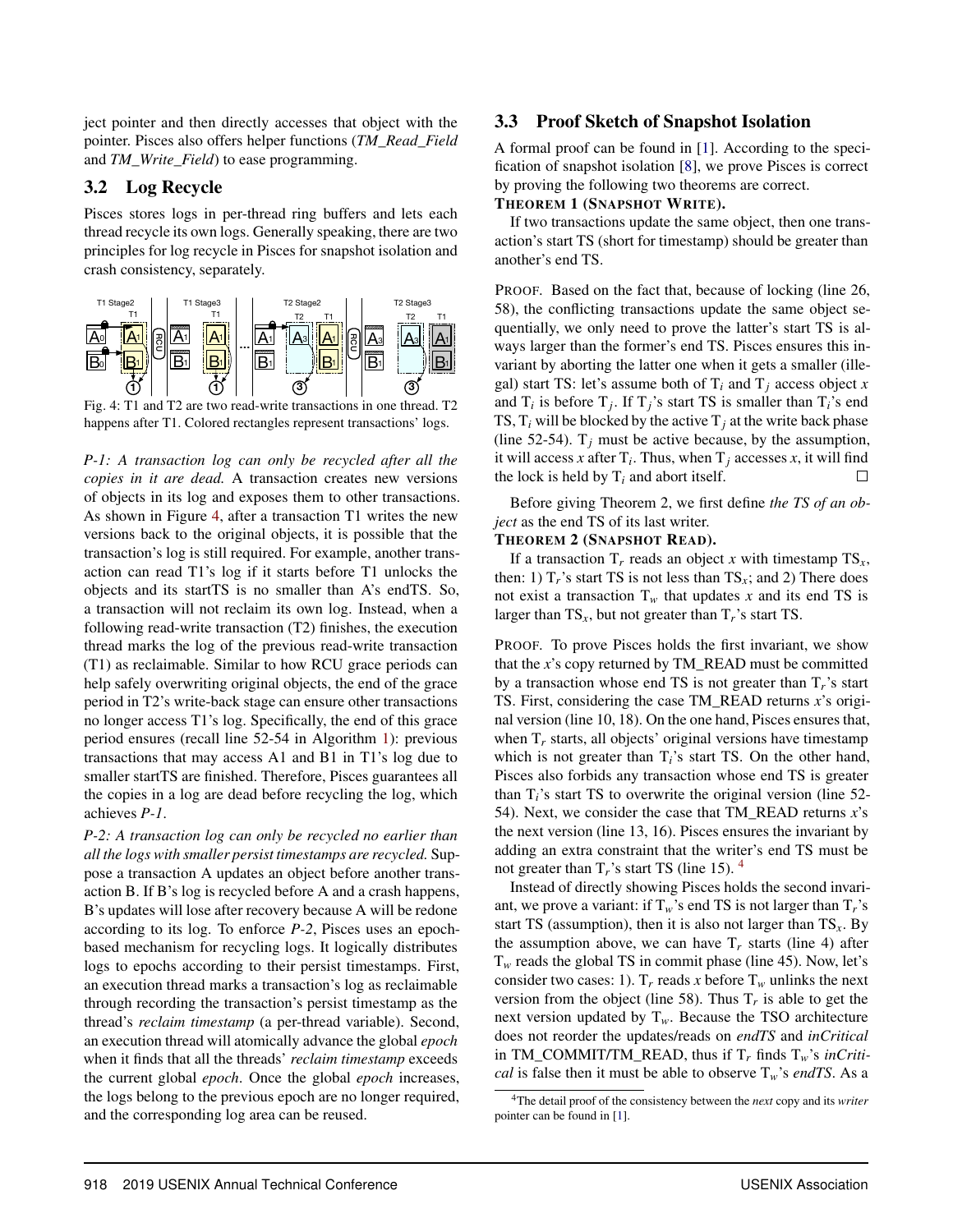ject pointer and then directly accesses that object with the pointer. Pisces also offers helper functions (*TM_Read_Field* and *TM_Write_Field*) to ease programming.

### 3.2 Log Recycle

Pisces stores logs in per-thread ring buffers and lets each thread recycle its own logs. Generally speaking, there are two principles for log recycle in Pisces for snapshot isolation and crash consistency, separately.

Fig. 4: T1 and T2 are two read-write transactions in one thread. T2 happens after T1. Colored rectangles represent transactions' logs.

*P-1: A transaction log can only be recycled after all the copies in it are dead.* A transaction creates new versions of objects in its log and exposes them to other transactions. As shown in Figure 4, after a transaction T1 writes the new versions back to the original objects, it is possible that the transaction's log is still required. For example, another transaction can read T1's log if it starts before T1 unlocks the objects and its startTS is no smaller than A's endTS. So, a transaction will not reclaim its own log. Instead, when a following read-write transaction (T2) finishes, the execution thread marks the log of the previous read-write transaction (T1) as reclaimable. Similar to how RCU grace periods can help safely overwriting original objects, the end of the grace period in T2's write-back stage can ensure other transactions no longer access T1's log. Specifically, the end of this grace period ensures (recall line 52-54 in Algorithm 1): previous transactions that may access A1 and B1 in T1's log due to smaller startTS are finished. Therefore, Pisces guarantees all the copies in a log are dead before recycling the log, which achieves *P-1*.

*P-2: A transaction log can only be recycled no earlier than all the logs with smaller persist timestamps are recycled.* Suppose a transaction A updates an object before another transaction B. If B's log is recycled before A and a crash happens, B's updates will lose after recovery because A will be redone according to its log. To enforce *P-2*, Pisces uses an epoch-based mechanism for recycling logs. It logically distributes logs to epochs according to their persist timestamps. First, an execution thread marks a transaction's log as reclaimable through recording the transaction's persist timestamp as the thread's *reclaim timestamp* (a per-thread variable). Second, an execution thread will atomically advance the global *epoch* when it finds that all the threads' *reclaim timestamp* exceeds the current global *epoch*. Once the global *epoch* increases, the logs belong to the previous epoch are no longer required, and the corresponding log area can be reused.

### 3.3 Proof Sketch of Snapshot Isolation

A formal proof can be found in [1]. According to the specification of snapshot isolation [8], we prove Pisces is correct by proving the following two theorems are correct.

**THEOREM 1 (SNAPSHOT WRITE).**

If two transactions update the same object, then one transaction's start TS (short for timestamp) should be greater than another's end TS.

PROOF. Based on the fact that, because of locking (line 26, 58), the conflicting transactions update the same object sequentially, we only need to prove the latter's start TS is always larger than the former's end TS. Pisces ensures this invariant by aborting the latter one when it gets a smaller (illegal) start TS: let's assume both of $T_i$ and $T_j$ access object $x$ and $T_i$ is before $T_j$. If $T_j$'s start TS is smaller than $T_i$'s end TS, $T_i$ will be blocked by the active $T_j$ at the write back phase (line 52-54). $T_j$ must be active because, by the assumption, it will access $x$ after $T_i$. Thus, when $T_j$ accesses $x$, it will find the lock is held by $T_i$ and abort itself. □

Before giving Theorem 2, we first define *the TS of an object* as the end TS of its last writer.

**THEOREM 2 (SNAPSHOT READ).**

If a transaction $T_r$ reads an object $x$ with timestamp $TS_x$, then: 1) $T_r$'s start TS is not less than $TS_x$; and 2) There does not exist a transaction $T_w$ that updates $x$ and its end TS is larger than $TS_x$, but not greater than $T_r$'s start TS.

PROOF. To prove Pisces holds the first invariant, we show that the $x$'s copy returned by TM_READ must be committed by a transaction whose end TS is not greater than $T_r$'s start TS. First, considering the case TM_READ returns $x$'s original version (line 10, 18). On the one hand, Pisces ensures that, when $T_r$ starts, all objects' original versions have timestamp which is not greater than $T_i$'s start TS. On the other hand, Pisces also forbids any transaction whose end TS is greater than $T_i$'s start TS to overwrite the original version (line 52-54). Next, we consider the case that TM_READ returns $x$'s the next version (line 13, 16). Pisces ensures the invariant by adding an extra constraint that the writer's end TS must be not greater than $T_r$'s start TS (line 15). [4]

Instead of directly showing Pisces holds the second invariant, we prove a variant: if $T_w$'s end TS is not larger than $T_r$'s start TS (assumption), then it is also not larger than $TS_x$. By the assumption above, we can have $T_r$ starts (line 4) after $T_w$ reads the global TS in commit phase (line 45). Now, let's consider two cases: 1). $T_r$ reads $x$ before $T_w$ unlinks the next version from the object (line 58). Thus $T_r$ is able to get the next version updated by $T_w$. Because the TSO architecture does not reorder the updates/reads on *endTS* and *inCritical* in TM_COMMIT/TM_READ, thus if $T_r$ finds $T_w$'s *inCritical* is false then it must be able to observe $T_w$'s *endTS*. As a

[4] The detail proof of the consistency between the *next* copy and its *writer* pointer can be found in [1].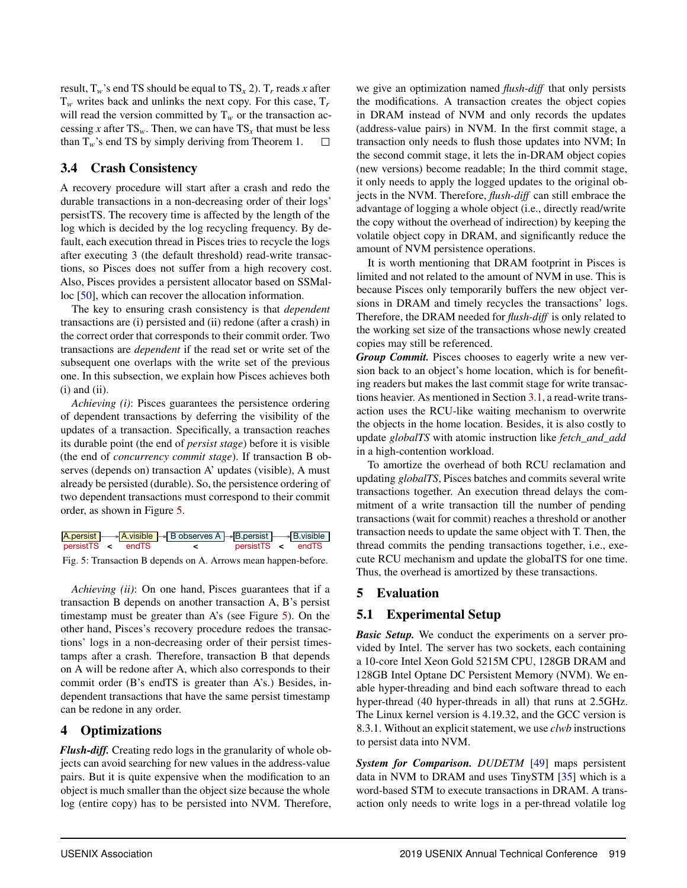result, $T_w$'s end TS should be equal to $TS_x$ 2). $T_r$ reads $x$ after $T_w$ writes back and unlinks the next copy. For this case, $T_r$ will read the version committed by $T_w$ or the transaction accessing $x$ after $TS_w$. Then, we can have $TS_x$ that must be less than $T_w$'s end TS by simply deriving from Theorem 1. □

### 3.4 Crash Consistency

A recovery procedure will start after a crash and redo the durable transactions in a non-decreasing order of their logs' persistTS. The recovery time is affected by the length of the log which is decided by the log recycling frequency. By default, each execution thread in Pisces tries to recycle the logs after executing 3 (the default threshold) read-write transactions, so Pisces does not suffer from a high recovery cost. Also, Pisces provides a persistent allocator based on SSMalloc [50], which can recover the allocation information.

The key to ensuring crash consistency is that *dependent* transactions are (i) persisted and (ii) redone (after a crash) in the correct order that corresponds to their commit order. Two transactions are *dependent* if the read set or write set of the subsequent one overlaps with the write set of the previous one. In this subsection, we explain how Pisces achieves both (i) and (ii).

*Achieving (i)*: Pisces guarantees the persistence ordering of dependent transactions by deferring the visibility of the updates of a transaction. Specifically, a transaction reaches its durable point (the end of *persist stage*) before it is visible (the end of *concurrency commit stage*). If transaction B observes (depends on) transaction A' updates (visible), A must already be persisted (durable). So, the persistence ordering of two dependent transactions must correspond to their commit order, as shown in Figure 5.

A.persist → A.visible → B observes A → B.persist → B.visible
persistTS < endTS < persistTS < endTS

Fig. 5: Transaction B depends on A. Arrows mean happen-before.

*Achieving (ii)*: On one hand, Pisces guarantees that if a transaction B depends on another transaction A, B's persist timestamp must be greater than A's (see Figure 5). On the other hand, Pisces's recovery procedure redoes the transactions' logs in a non-decreasing order of their persist timestamps after a crash. Therefore, transaction B that depends on A will be redone after A, which also corresponds to their commit order (B's endTS is greater than A's.) Besides, independent transactions that have the same persist timestamp can be redone in any order.

## 4 Optimizations

***Flush-diff.*** Creating redo logs in the granularity of whole objects can avoid searching for new values in the address-value pairs. But it is quite expensive when the modification to an object is much smaller than the object size because the whole log (entire copy) has to be persisted into NVM. Therefore, we give an optimization named *flush-diff* that only persists the modifications. A transaction creates the object copies in DRAM instead of NVM and only records the updates (address-value pairs) in NVM. In the first commit stage, a transaction only needs to flush those updates into NVM; In the second commit stage, it lets the in-DRAM object copies (new versions) become readable; In the third commit stage, it only needs to apply the logged updates to the original objects in the NVM. Therefore, *flush-diff* can still embrace the advantage of logging a whole object (i.e., directly read/write the copy without the overhead of indirection) by keeping the volatile object copy in DRAM, and significantly reduce the amount of NVM persistence operations.

It is worth mentioning that DRAM footprint in Pisces is limited and not related to the amount of NVM in use. This is because Pisces only temporarily buffers the new object versions in DRAM and timely recycles the transactions' logs. Therefore, the DRAM needed for *flush-diff* is only related to the working set size of the transactions whose newly created copies may still be referenced.

***Group Commit.*** Pisces chooses to eagerly write a new version back to an object's home location, which is for benefiting readers but makes the last commit stage for write transactions heavier. As mentioned in Section 3.1, a read-write transaction uses the RCU-like waiting mechanism to overwrite the objects in the home location. Besides, it is also costly to update *globalTS* with atomic instruction like *fetch_and_add* in a high-contention workload.

To amortize the overhead of both RCU reclamation and updating *globalTS*, Pisces batches and commits several write transactions together. An execution thread delays the commitment of a write transaction till the number of pending transactions (wait for commit) reaches a threshold or another transaction needs to update the same object with T. Then, the thread commits the pending transactions together, i.e., execute RCU mechanism and update the globalTS for one time. Thus, the overhead is amortized by these transactions.

## 5 Evaluation

### 5.1 Experimental Setup

***Basic Setup.*** We conduct the experiments on a server provided by Intel. The server has two sockets, each containing a 10-core Intel Xeon Gold 5215M CPU, 128GB DRAM and 128GB Intel Optane DC Persistent Memory (NVM). We enable hyper-threading and bind each software thread to each hyper-thread (40 hyper-threads in all) that runs at 2.5GHz. The Linux kernel version is 4.19.32, and the GCC version is 8.3.1. Without an explicit statement, we use *clwb* instructions to persist data into NVM.

***System for Comparison.*** *DUDETM* [49] maps persistent data in NVM to DRAM and uses TinySTM [35] which is a word-based STM to execute transactions in DRAM. A transaction only needs to write logs in a per-thread volatile log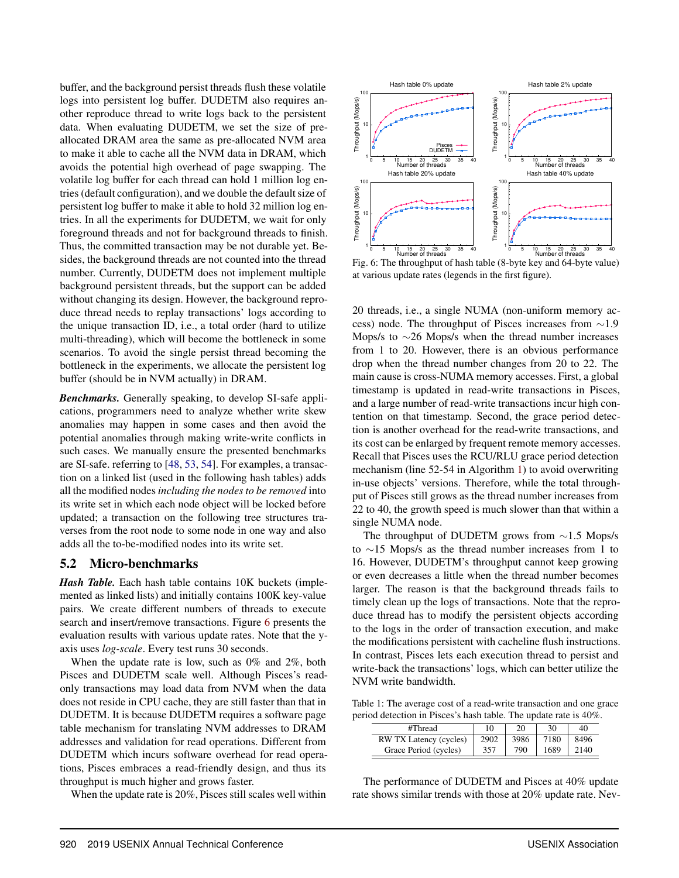buffer, and the background persist threads flush these volatile logs into persistent log buffer. DUDETM also requires another reproduce thread to write logs back to the persistent data. When evaluating DUDETM, we set the size of pre-allocated DRAM area the same as pre-allocated NVM area to make it able to cache all the NVM data in DRAM, which avoids the potential high overhead of page swapping. The volatile log buffer for each thread can hold 1 million log entries (default configuration), and we double the default size of persistent log buffer to make it able to hold 32 million log entries. In all the experiments for DUDETM, we wait for only foreground threads and not for background threads to finish. Thus, the committed transaction may be not durable yet. Besides, the background threads are not counted into the thread number. Currently, DUDETM does not implement multiple background persistent threads, but the support can be added without changing its design. However, the background reproduce thread needs to replay transactions' logs according to the unique transaction ID, i.e., a total order (hard to utilize multi-threading), which will become the bottleneck in some scenarios. To avoid the single persist thread becoming the bottleneck in the experiments, we allocate the persistent log buffer (should be in NVM actually) in DRAM.

***Benchmarks.*** Generally speaking, to develop SI-safe applications, programmers need to analyze whether write skew anomalies may happen in some cases and then avoid the potential anomalies through making write-write conflicts in such cases. We manually ensure the presented benchmarks are SI-safe. referring to [48, 53, 54]. For examples, a transaction on a linked list (used in the following hash tables) adds all the modified nodes *including the nodes to be removed* into its write set in which each node object will be locked before updated; a transaction on the following tree structures traverses from the root node to some node in one way and also adds all the to-be-modified nodes into its write set.

## 5.2 Micro-benchmarks

***Hash Table.*** Each hash table contains 10K buckets (implemented as linked lists) and initially contains 100K key-value pairs. We create different numbers of threads to execute search and insert/remove transactions. Figure 6 presents the evaluation results with various update rates. Note that the y-axis uses *log-scale*. Every test runs 30 seconds.

When the update rate is low, such as 0% and 2%, both Pisces and DUDETM scale well. Although Pisces's read-only transactions may load data from NVM when the data does not reside in CPU cache, they are still faster than that in DUDETM. It is because DUDETM requires a software page table mechanism for translating NVM addresses to DRAM addresses and validation for read operations. Different from DUDETM which incurs software overhead for read operations, Pisces embraces a read-friendly design, and thus its throughput is much higher and grows faster.

When the update rate is 20%, Pisces still scales well within 20 threads, i.e., a single NUMA (non-uniform memory access) node. The throughput of Pisces increases from ~1.9 Mops/s to ~26 Mops/s when the thread number increases from 1 to 20. However, there is an obvious performance drop when the thread number changes from 20 to 22. The main cause is cross-NUMA memory accesses. First, a global timestamp is updated in read-write transactions in Pisces, and a large number of read-write transactions incur high contention on that timestamp. Second, the grace period detection is another overhead for the read-write transactions, and its cost can be enlarged by frequent remote memory accesses. Recall that Pisces uses the RCU/RLU grace period detection mechanism (line 52-54 in Algorithm 1) to avoid overwriting in-use objects' versions. Therefore, while the total throughput of Pisces still grows as the thread number increases from 22 to 40, the growth speed is much slower than that within a single NUMA node.

Fig. 6: The throughput of hash table (8-byte key and 64-byte value) at various update rates (legends in the first figure).

The throughput of DUDETM grows from ~1.5 Mops/s to ~15 Mops/s as the thread number increases from 1 to 16. However, DUDETM's throughput cannot keep growing or even decreases a little when the thread number becomes larger. The reason is that the background threads fails to timely clean up the logs of transactions. Note that the reproduce thread has to modify the persistent objects according to the logs in the order of transaction execution, and make the modifications persistent with cacheline flush instructions. In contrast, Pisces lets each execution thread to persist and write-back the transactions' logs, which can better utilize the NVM write bandwidth.

Table 1: The average cost of a read-write transaction and one grace period detection in Pisces's hash table. The update rate is 40%.

| #Thread | 10 | 20 | 30 | 40 |
|---|---|---|---|---|
| RW TX Latency (cycles) | 2902 | 3986 | 7180 | 8496 |
| Grace Period (cycles) | 357 | 790 | 1689 | 2140 |

The performance of DUDETM and Pisces at 40% update rate shows similar trends with those at 20% update rate. Nev-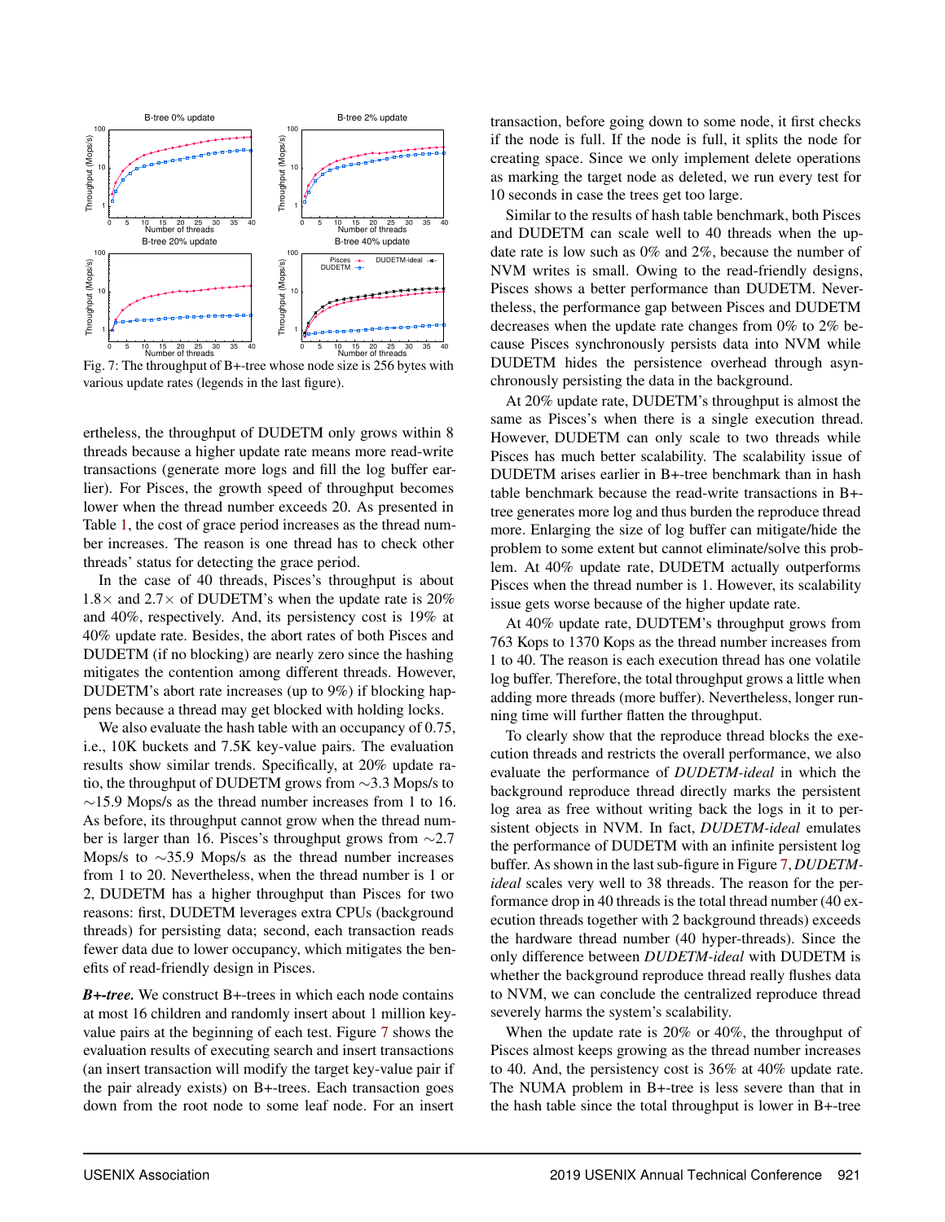Fig. 7: The throughput of B+-tree whose node size is 256 bytes with various update rates (legends in the last figure).

ertheless, the throughput of DUDETM only grows within 8 threads because a higher update rate means more read-write transactions (generate more logs and fill the log buffer earlier). For Pisces, the growth speed of throughput becomes lower when the thread number exceeds 20. As presented in Table 1, the cost of grace period increases as the thread number increases. The reason is one thread has to check other threads' status for detecting the grace period.

In the case of 40 threads, Pisces's throughput is about 1.8× and 2.7× of DUDETM's when the update rate is 20% and 40%, respectively. And, its persistency cost is 19% at 40% update rate. Besides, the abort rates of both Pisces and DUDETM (if no blocking) are nearly zero since the hashing mitigates the contention among different threads. However, DUDETM's abort rate increases (up to 9%) if blocking happens because a thread may get blocked with holding locks.

We also evaluate the hash table with an occupancy of 0.75, i.e., 10K buckets and 7.5K key-value pairs. The evaluation results show similar trends. Specifically, at 20% update ratio, the throughput of DUDETM grows from ∼3.3 Mops/s to ∼15.9 Mops/s as the thread number increases from 1 to 16. As before, its throughput cannot grow when the thread number is larger than 16. Pisces's throughput grows from ∼2.7 Mops/s to ∼35.9 Mops/s as the thread number increases from 1 to 20. Nevertheless, when the thread number is 1 or 2, DUDETM has a higher throughput than Pisces for two reasons: first, DUDETM leverages extra CPUs (background threads) for persisting data; second, each transaction reads fewer data due to lower occupancy, which mitigates the benefits of read-friendly design in Pisces.

***B+-tree.*** We construct B+-trees in which each node contains at most 16 children and randomly insert about 1 million key-value pairs at the beginning of each test. Figure 7 shows the evaluation results of executing search and insert transactions (an insert transaction will modify the target key-value pair if the pair already exists) on B+-trees. Each transaction goes down from the root node to some leaf node. For an insert transaction, before going down to some node, it first checks if the node is full. If the node is full, it splits the node for creating space. Since we only implement delete operations as marking the target node as deleted, we run every test for 10 seconds in case the trees get too large.

Similar to the results of hash table benchmark, both Pisces and DUDETM can scale well to 40 threads when the update rate is low such as 0% and 2%, because the number of NVM writes is small. Owing to the read-friendly designs, Pisces shows a better performance than DUDETM. Nevertheless, the performance gap between Pisces and DUDETM decreases when the update rate changes from 0% to 2% because Pisces synchronously persists data into NVM while DUDETM hides the persistence overhead through asynchronously persisting the data in the background.

At 20% update rate, DUDETM's throughput is almost the same as Pisces's when there is a single execution thread. However, DUDETM can only scale to two threads while Pisces has much better scalability. The scalability issue of DUDETM arises earlier in B+-tree benchmark than in hash table benchmark because the read-write transactions in B+-tree generates more log and thus burden the reproduce thread more. Enlarging the size of log buffer can mitigate/hide the problem to some extent but cannot eliminate/solve this problem. At 40% update rate, DUDETM actually outperforms Pisces when the thread number is 1. However, its scalability issue gets worse because of the higher update rate.

At 40% update rate, DUDTEM's throughput grows from 763 Kops to 1370 Kops as the thread number increases from 1 to 40. The reason is each execution thread has one volatile log buffer. Therefore, the total throughput grows a little when adding more threads (more buffer). Nevertheless, longer running time will further flatten the throughput.

To clearly show that the reproduce thread blocks the execution threads and restricts the overall performance, we also evaluate the performance of *DUDETM-ideal* in which the background reproduce thread directly marks the persistent log area as free without writing back the logs in it to persistent objects in NVM. In fact, *DUDETM-ideal* emulates the performance of DUDETM with an infinite persistent log buffer. As shown in the last sub-figure in Figure 7, *DUDETM-ideal* scales very well to 38 threads. The reason for the performance drop in 40 threads is the total thread number (40 execution threads together with 2 background threads) exceeds the hardware thread number (40 hyper-threads). Since the only difference between *DUDETM-ideal* with DUDETM is whether the background reproduce thread really flushes data to NVM, we can conclude the centralized reproduce thread severely harms the system's scalability.

When the update rate is 20% or 40%, the throughput of Pisces almost keeps growing as the thread number increases to 40. And, the persistency cost is 36% at 40% update rate. The NUMA problem in B+-tree is less severe than that in the hash table since the total throughput is lower in B+-tree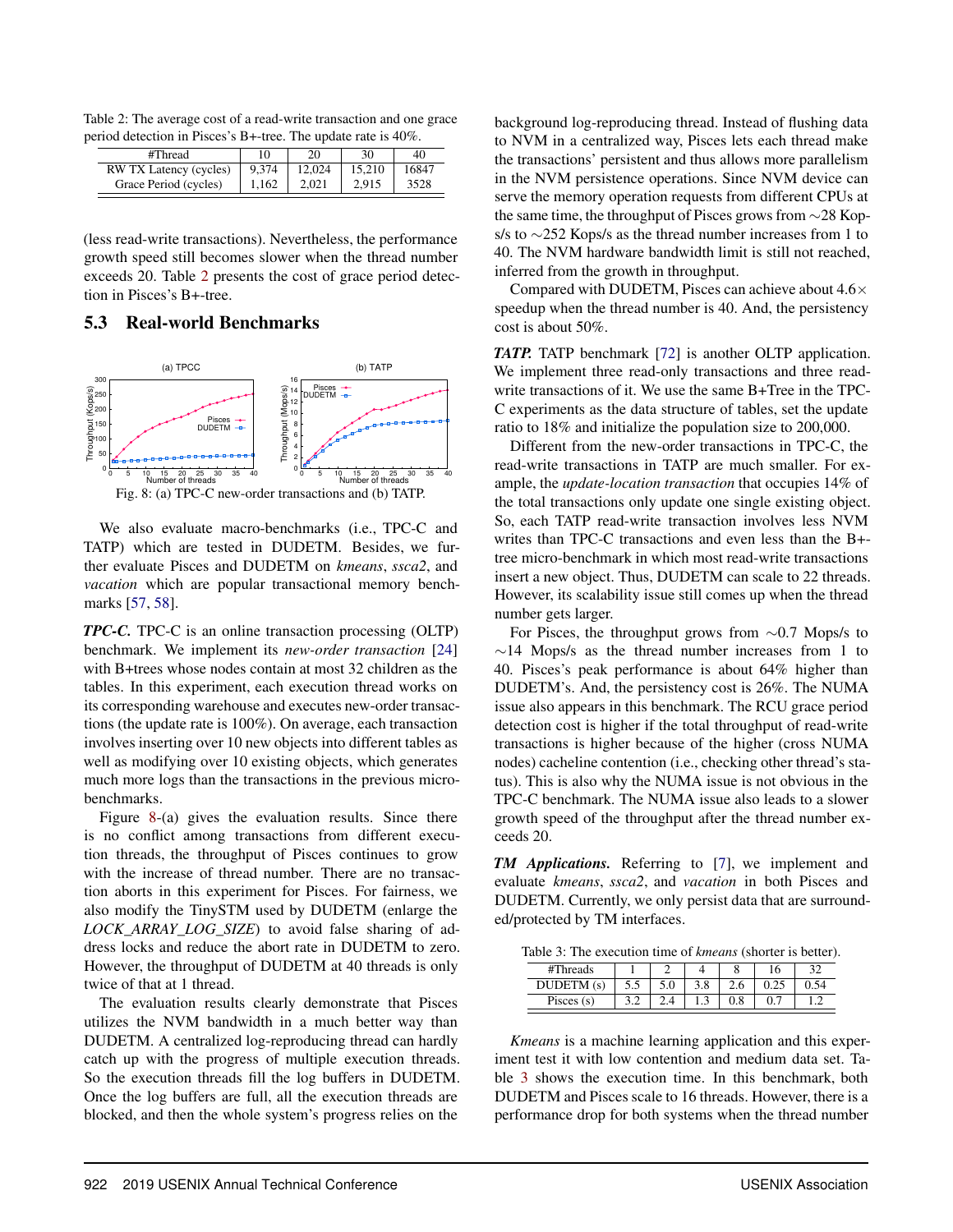Table 2: The average cost of a read-write transaction and one grace period detection in Pisces's B+-tree. The update rate is 40%.

| #Thread | 10 | 20 | 30 | 40 |
|---|---|---|---|---|
| RW TX Latency (cycles) | 9,374 | 12,024 | 15,210 | 16847 |
| Grace Period (cycles) | 1,162 | 2,021 | 2,915 | 3528 |

(less read-write transactions). Nevertheless, the performance growth speed still becomes slower when the thread number exceeds 20. Table 2 presents the cost of grace period detection in Pisces's B+-tree.

## 5.3 Real-world Benchmarks

Fig. 8: (a) TPC-C new-order transactions and (b) TATP.

We also evaluate macro-benchmarks (i.e., TPC-C and TATP) which are tested in DUDETM. Besides, we further evaluate Pisces and DUDETM on *kmeans*, *ssca2*, and *vacation* which are popular transactional memory benchmarks [57, 58].

***TPC-C.*** TPC-C is an online transaction processing (OLTP) benchmark. We implement its *new-order transaction* [24] with B+trees whose nodes contain at most 32 children as the tables. In this experiment, each execution thread works on its corresponding warehouse and executes new-order transactions (the update rate is 100%). On average, each transaction involves inserting over 10 new objects into different tables as well as modifying over 10 existing objects, which generates much more logs than the transactions in the previous micro-benchmarks.

Figure 8-(a) gives the evaluation results. Since there is no conflict among transactions from different execution threads, the throughput of Pisces continues to grow with the increase of thread number. There are no transaction aborts in this experiment for Pisces. For fairness, we also modify the TinySTM used by DUDETM (enlarge the *LOCK_ARRAY_LOG_SIZE*) to avoid false sharing of address locks and reduce the abort rate in DUDETM to zero. However, the throughput of DUDETM at 40 threads is only twice of that at 1 thread.

The evaluation results clearly demonstrate that Pisces utilizes the NVM bandwidth in a much better way than DUDETM. A centralized log-reproducing thread can hardly catch up with the progress of multiple execution threads. So the execution threads fill the log buffers in DUDETM. Once the log buffers are full, all the execution threads are blocked, and then the whole system's progress relies on the background log-reproducing thread. Instead of flushing data to NVM in a centralized way, Pisces lets each thread make the transactions' persistent and thus allows more parallelism in the NVM persistence operations. Since NVM device can serve the memory operation requests from different CPUs at the same time, the throughput of Pisces grows from ~28 Kops/s to ~252 Kops/s as the thread number increases from 1 to 40. The NVM hardware bandwidth limit is still not reached, inferred from the growth in throughput.

Compared with DUDETM, Pisces can achieve about 4.6× speedup when the thread number is 40. And, the persistency cost is about 50%.

***TATP.*** TATP benchmark [72] is another OLTP application. We implement three read-only transactions and three read-write transactions of it. We use the same B+Tree in the TPC-C experiments as the data structure of tables, set the update ratio to 18% and initialize the population size to 200,000.

Different from the new-order transactions in TPC-C, the read-write transactions in TATP are much smaller. For example, the *update-location transaction* that occupies 14% of the total transactions only update one single existing object. So, each TATP read-write transaction involves less NVM writes than TPC-C transactions and even less than the B+-tree micro-benchmark in which most read-write transactions insert a new object. Thus, DUDETM can scale to 22 threads. However, its scalability issue still comes up when the thread number gets larger.

For Pisces, the throughput grows from ~0.7 Mops/s to ~14 Mops/s as the thread number increases from 1 to 40. Pisces's peak performance is about 64% higher than DUDETM's. And, the persistency cost is 26%. The NUMA issue also appears in this benchmark. The RCU grace period detection cost is higher if the total throughput of read-write transactions is higher because of the higher (cross NUMA nodes) cacheline contention (i.e., checking other thread's status). This is also why the NUMA issue is not obvious in the TPC-C benchmark. The NUMA issue also leads to a slower growth speed of the throughput after the thread number exceeds 20.

***TM Applications.*** Referring to [7], we implement and evaluate *kmeans*, *ssca2*, and *vacation* in both Pisces and DUDETM. Currently, we only persist data that are surrounded/protected by TM interfaces.

Table 3: The execution time of *kmeans* (shorter is better).

| #Threads | 1 | 2 | 4 | 8 | 16 | 32 |
|---|---|---|---|---|---|---|
| DUDETM (s) | 5.5 | 5.0 | 3.8 | 2.6 | 0.25 | 0.54 |
| Pisces (s) | 3.2 | 2.4 | 1.3 | 0.8 | 0.7 | 1.2 |

*Kmeans* is a machine learning application and this experiment test it with low contention and medium data set. Table 3 shows the execution time. In this benchmark, both DUDETM and Pisces scale to 16 threads. However, there is a performance drop for both systems when the thread number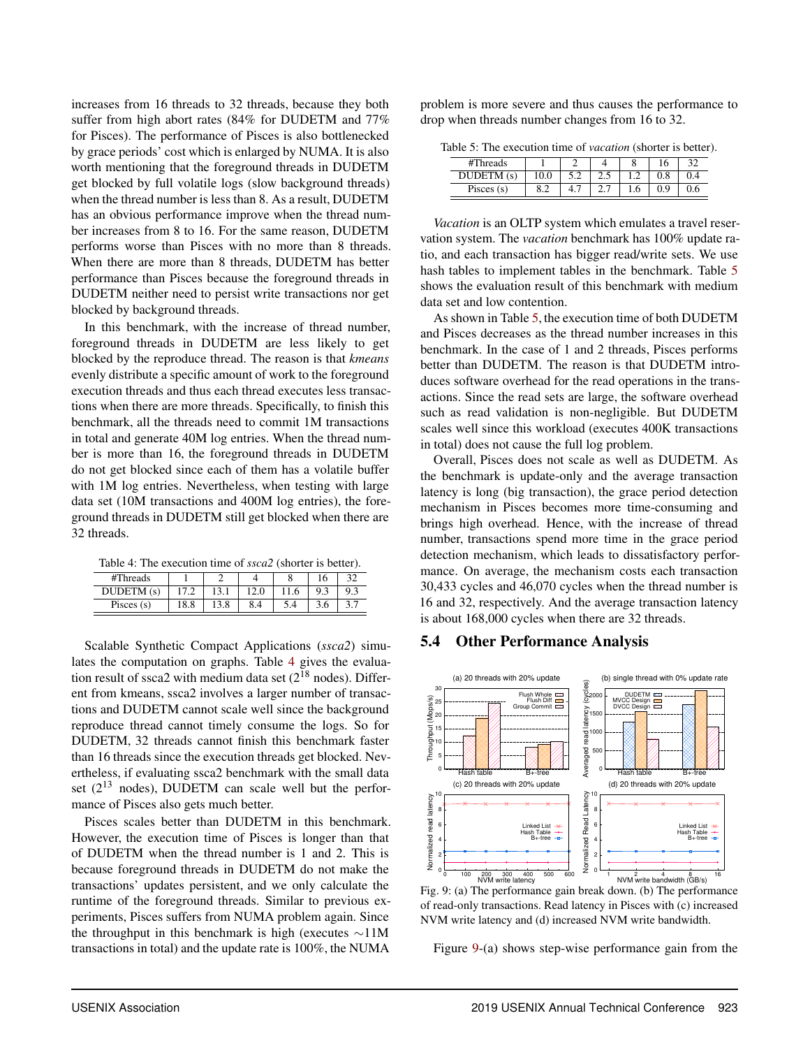increases from 16 threads to 32 threads, because they both suffer from high abort rates (84% for DUDETM and 77% for Pisces). The performance of Pisces is also bottlenecked by grace periods' cost which is enlarged by NUMA. It is also worth mentioning that the foreground threads in DUDETM get blocked by full volatile logs (slow background threads) when the thread number is less than 8. As a result, DUDETM has an obvious performance improve when the thread number increases from 8 to 16. For the same reason, DUDETM performs worse than Pisces with no more than 8 threads. When there are more than 8 threads, DUDETM has better performance than Pisces because the foreground threads in DUDETM neither need to persist write transactions nor get blocked by background threads.

In this benchmark, with the increase of thread number, foreground threads in DUDETM are less likely to get blocked by the reproduce thread. The reason is that *kmeans* evenly distribute a specific amount of work to the foreground execution threads and thus each thread executes less transactions when there are more threads. Specifically, to finish this benchmark, all the threads need to commit 1M transactions in total and generate 40M log entries. When the thread number is more than 16, the foreground threads in DUDETM do not get blocked since each of them has a volatile buffer with 1M log entries. Nevertheless, when testing with large data set (10M transactions and 400M log entries), the foreground threads in DUDETM still get blocked when there are 32 threads.

Table 4: The execution time of *ssca2* (shorter is better).

| #Threads | 1 | 2 | 4 | 8 | 16 | 32 |
|---|---|---|---|---|---|---|
| DUDETM (s) | 17.2 | 13.1 | 12.0 | 11.6 | 9.3 | 9.3 |
| Pisces (s) | 18.8 | 13.8 | 8.4 | 5.4 | 3.6 | 3.7 |

Scalable Synthetic Compact Applications (*ssca2*) simulates the computation on graphs. Table 4 gives the evaluation result of ssca2 with medium data set ($2^{18}$ nodes). Different from kmeans, ssca2 involves a larger number of transactions and DUDETM cannot scale well since the background reproduce thread cannot timely consume the logs. So for DUDETM, 32 threads cannot finish this benchmark faster than 16 threads since the execution threads get blocked. Nevertheless, if evaluating ssca2 benchmark with the small data set ($2^{13}$ nodes), DUDETM can scale well but the performance of Pisces also gets much better.

Pisces scales better than DUDETM in this benchmark. However, the execution time of Pisces is longer than that of DUDETM when the thread number is 1 and 2. This is because foreground threads in DUDETM do not make the transactions' updates persistent, and we only calculate the runtime of the foreground threads. Similar to previous experiments, Pisces suffers from NUMA problem again. Since the throughput in this benchmark is high (executes $\sim$11M transactions in total) and the update rate is 100%, the NUMA problem is more severe and thus causes the performance to drop when threads number changes from 16 to 32.

Table 5: The execution time of *vacation* (shorter is better).

| #Threads | 1 | 2 | 4 | 8 | 16 | 32 |
|---|---|---|---|---|---|---|
| DUDETM (s) | 10.0 | 5.2 | 2.5 | 1.2 | 0.8 | 0.4 |
| Pisces (s) | 8.2 | 4.7 | 2.7 | 1.6 | 0.9 | 0.6 |

*Vacation* is an OLTP system which emulates a travel reservation system. The *vacation* benchmark has 100% update ratio, and each transaction has bigger read/write sets. We use hash tables to implement tables in the benchmark. Table 5 shows the evaluation result of this benchmark with medium data set and low contention.

As shown in Table 5, the execution time of both DUDETM and Pisces decreases as the thread number increases in this benchmark. In the case of 1 and 2 threads, Pisces performs better than DUDETM. The reason is that DUDETM introduces software overhead for the read operations in the transactions. Since the read sets are large, the software overhead such as read validation is non-negligible. But DUDETM scales well since this workload (executes 400K transactions in total) does not cause the full log problem.

Overall, Pisces does not scale as well as DUDETM. As the benchmark is update-only and the average transaction latency is long (big transaction), the grace period detection mechanism in Pisces becomes more time-consuming and brings high overhead. Hence, with the increase of thread number, transactions spend more time in the grace period detection mechanism, which leads to dissatisfactory performance. On average, the mechanism costs each transaction 30,433 cycles and 46,070 cycles when the thread number is 16 and 32, respectively. And the average transaction latency is about 168,000 cycles when there are 32 threads.

## 5.4 Other Performance Analysis

Fig. 9: (a) The performance gain break down. (b) The performance of read-only transactions. Read latency in Pisces with (c) increased NVM write latency and (d) increased NVM write bandwidth.

Figure 9-(a) shows step-wise performance gain from the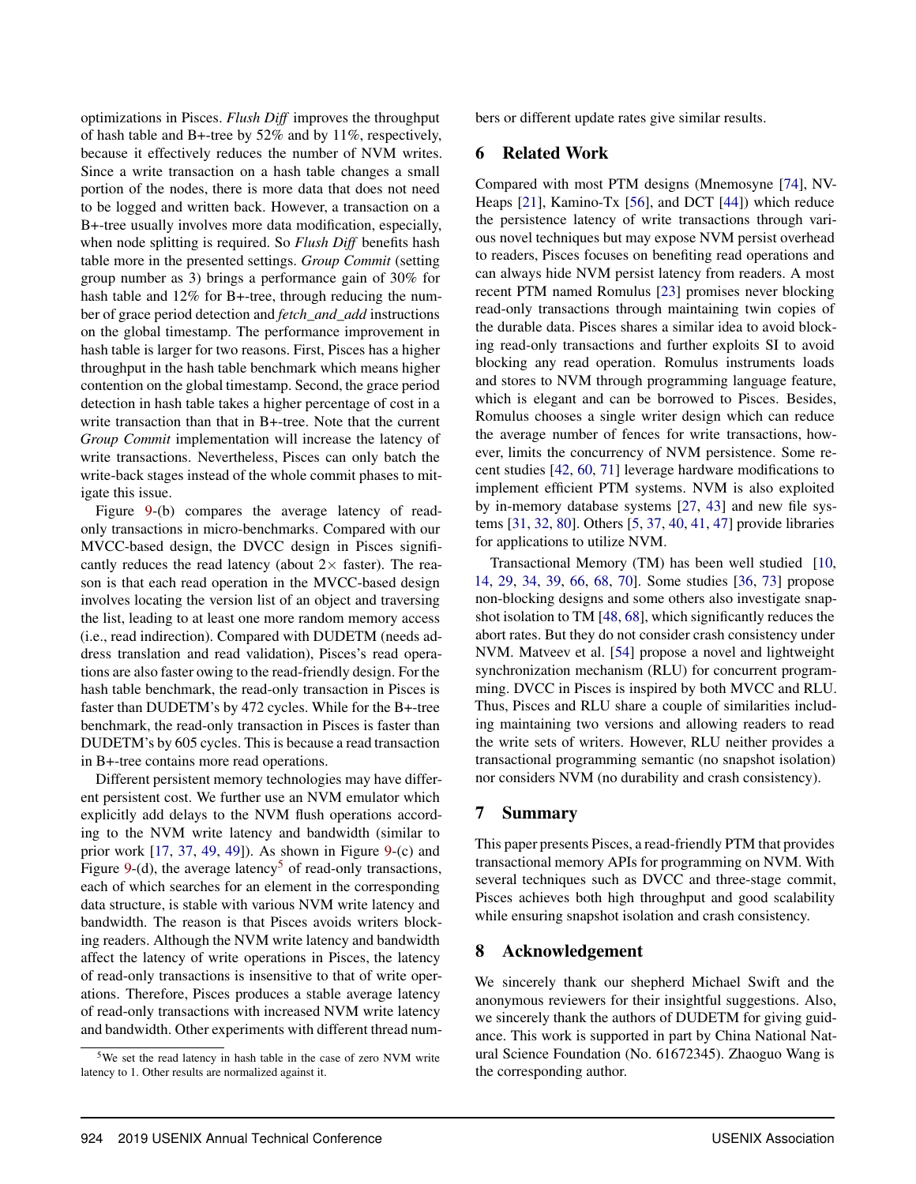optimizations in Pisces. *Flush Diff* improves the throughput of hash table and B+-tree by 52% and by 11%, respectively, because it effectively reduces the number of NVM writes. Since a write transaction on a hash table changes a small portion of the nodes, there is more data that does not need to be logged and written back. However, a transaction on a B+-tree usually involves more data modification, especially, when node splitting is required. So *Flush Diff* benefits hash table more in the presented settings. *Group Commit* (setting group number as 3) brings a performance gain of 30% for hash table and 12% for B+-tree, through reducing the number of grace period detection and *fetch_and_add* instructions on the global timestamp. The performance improvement in hash table is larger for two reasons. First, Pisces has a higher throughput in the hash table benchmark which means higher contention on the global timestamp. Second, the grace period detection in hash table takes a higher percentage of cost in a write transaction than that in B+-tree. Note that the current *Group Commit* implementation will increase the latency of write transactions. Nevertheless, Pisces can only batch the write-back stages instead of the whole commit phases to mitigate this issue.

Figure 9-(b) compares the average latency of read-only transactions in micro-benchmarks. Compared with our MVCC-based design, the DVCC design in Pisces significantly reduces the read latency (about $2\times$ faster). The reason is that each read operation in the MVCC-based design involves locating the version list of an object and traversing the list, leading to at least one more random memory access (i.e., read indirection). Compared with DUDETM (needs address translation and read validation), Pisces's read operations are also faster owing to the read-friendly design. For the hash table benchmark, the read-only transaction in Pisces is faster than DUDETM's by 472 cycles. While for the B+-tree benchmark, the read-only transaction in Pisces is faster than DUDETM's by 605 cycles. This is because a read transaction in B+-tree contains more read operations.

Different persistent memory technologies may have different persistent cost. We further use an NVM emulator which explicitly add delays to the NVM flush operations according to the NVM write latency and bandwidth (similar to prior work [17, 37, 49, 49]). As shown in Figure 9-(c) and Figure 9-(d), the average latency[5] of read-only transactions, each of which searches for an element in the corresponding data structure, is stable with various NVM write latency and bandwidth. The reason is that Pisces avoids writers blocking readers. Although the NVM write latency and bandwidth affect the latency of write operations in Pisces, the latency of read-only transactions is insensitive to that of write operations. Therefore, Pisces produces a stable average latency of read-only transactions with increased NVM write latency and bandwidth. Other experiments with different thread numbers or different update rates give similar results.

[5] We set the read latency in hash table in the case of zero NVM write latency to 1. Other results are normalized against it.

## 6 Related Work

Compared with most PTM designs (Mnemosyne [74], NV-Heaps [21], Kamino-Tx [56], and DCT [44]) which reduce the persistence latency of write transactions through various novel techniques but may expose NVM persist overhead to readers, Pisces focuses on benefiting read operations and can always hide NVM persist latency from readers. A most recent PTM named Romulus [23] promises never blocking read-only transactions through maintaining twin copies of the durable data. Pisces shares a similar idea to avoid blocking read-only transactions and further exploits SI to avoid blocking any read operation. Romulus instruments loads and stores to NVM through programming language feature, which is elegant and can be borrowed to Pisces. Besides, Romulus chooses a single writer design which can reduce the average number of fences for write transactions, however, limits the concurrency of NVM persistence. Some recent studies [42, 60, 71] leverage hardware modifications to implement efficient PTM systems. NVM is also exploited by in-memory database systems [27, 43] and new file systems [31, 32, 80]. Others [5, 37, 40, 41, 47] provide libraries for applications to utilize NVM.

Transactional Memory (TM) has been well studied [10, 14, 29, 34, 39, 66, 68, 70]. Some studies [36, 73] propose non-blocking designs and some others also investigate snapshot isolation to TM [48, 68], which significantly reduces the abort rates. But they do not consider crash consistency under NVM. Matveev et al. [54] propose a novel and lightweight synchronization mechanism (RLU) for concurrent programming. DVCC in Pisces is inspired by both MVCC and RLU. Thus, Pisces and RLU share a couple of similarities including maintaining two versions and allowing readers to read the write sets of writers. However, RLU neither provides a transactional programming semantic (no snapshot isolation) nor considers NVM (no durability and crash consistency).

## 7 Summary

This paper presents Pisces, a read-friendly PTM that provides transactional memory APIs for programming on NVM. With several techniques such as DVCC and three-stage commit, Pisces achieves both high throughput and good scalability while ensuring snapshot isolation and crash consistency.

## 8 Acknowledgement

We sincerely thank our shepherd Michael Swift and the anonymous reviewers for their insightful suggestions. Also, we sincerely thank the authors of DUDETM for giving guidance. This work is supported in part by China National Natural Science Foundation (No. 61672345). Zhaoguo Wang is the corresponding author.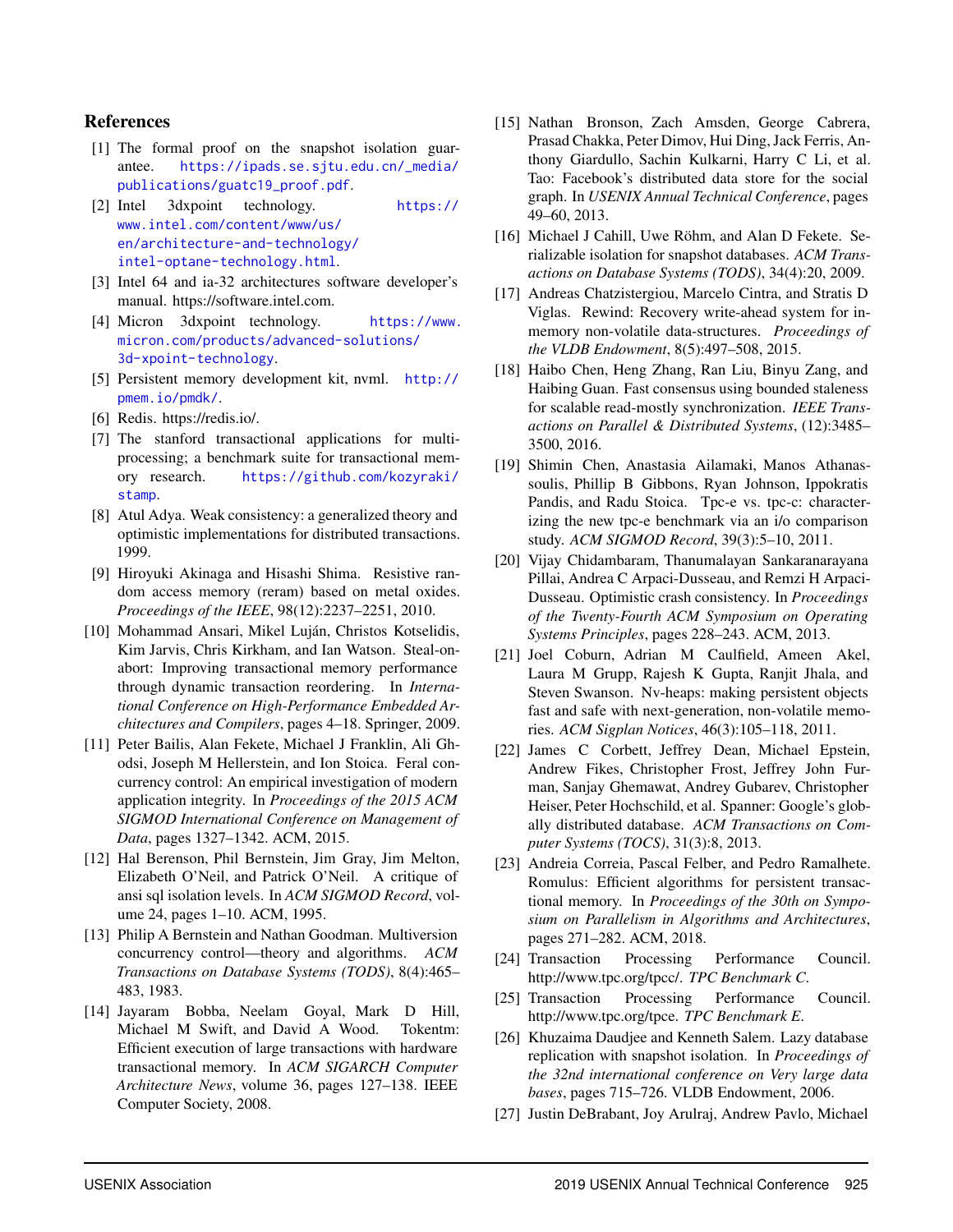## References

[1] The formal proof on the snapshot isolation guarantee. https://ipads.se.sjtu.edu.cn/_media/publications/guatc19_proof.pdf.

[2] Intel 3dxpoint technology. https://www.intel.com/content/www/us/en/architecture-and-technology/intel-optane-technology.html.

[3] Intel 64 and ia-32 architectures software developer's manual. https://software.intel.com.

[4] Micron 3dxpoint technology. https://www.micron.com/products/advanced-solutions/3d-xpoint-technology.

[5] Persistent memory development kit, nvml. http://pmem.io/pmdk/.

[6] Redis. https://redis.io/.

[7] The stanford transactional applications for multi-processing; a benchmark suite for transactional memory research. https://github.com/kozyraki/stamp.

[8] Atul Adya. Weak consistency: a generalized theory and optimistic implementations for distributed transactions. 1999.

[9] Hiroyuki Akinaga and Hisashi Shima. Resistive random access memory (reram) based on metal oxides. *Proceedings of the IEEE*, 98(12):2237–2251, 2010.

[10] Mohammad Ansari, Mikel Luján, Christos Kotselidis, Kim Jarvis, Chris Kirkham, and Ian Watson. Steal-on-abort: Improving transactional memory performance through dynamic transaction reordering. In *International Conference on High-Performance Embedded Architectures and Compilers*, pages 4–18. Springer, 2009.

[11] Peter Bailis, Alan Fekete, Michael J Franklin, Ali Ghodsi, Joseph M Hellerstein, and Ion Stoica. Feral concurrency control: An empirical investigation of modern application integrity. In *Proceedings of the 2015 ACM SIGMOD International Conference on Management of Data*, pages 1327–1342. ACM, 2015.

[12] Hal Berenson, Phil Bernstein, Jim Gray, Jim Melton, Elizabeth O'Neil, and Patrick O'Neil. A critique of ansi sql isolation levels. In *ACM SIGMOD Record*, volume 24, pages 1–10. ACM, 1995.

[13] Philip A Bernstein and Nathan Goodman. Multiversion concurrency control—theory and algorithms. *ACM Transactions on Database Systems (TODS)*, 8(4):465–483, 1983.

[14] Jayaram Bobba, Neelam Goyal, Mark D Hill, Michael M Swift, and David A Wood. Tokentm: Efficient execution of large transactions with hardware transactional memory. In *ACM SIGARCH Computer Architecture News*, volume 36, pages 127–138. IEEE Computer Society, 2008.

[15] Nathan Bronson, Zach Amsden, George Cabrera, Prasad Chakka, Peter Dimov, Hui Ding, Jack Ferris, Anthony Giardullo, Sachin Kulkarni, Harry C Li, et al. Tao: Facebook's distributed data store for the social graph. In *USENIX Annual Technical Conference*, pages 49–60, 2013.

[16] Michael J Cahill, Uwe Röhm, and Alan D Fekete. Serializable isolation for snapshot databases. *ACM Transactions on Database Systems (TODS)*, 34(4):20, 2009.

[17] Andreas Chatzistergiou, Marcelo Cintra, and Stratis D Viglas. Rewind: Recovery write-ahead system for in-memory non-volatile data-structures. *Proceedings of the VLDB Endowment*, 8(5):497–508, 2015.

[18] Haibo Chen, Heng Zhang, Ran Liu, Binyu Zang, and Haibing Guan. Fast consensus using bounded staleness for scalable read-mostly synchronization. *IEEE Transactions on Parallel & Distributed Systems*, (12):3485–3500, 2016.

[19] Shimin Chen, Anastasia Ailamaki, Manos Athanassoulis, Phillip B Gibbons, Ryan Johnson, Ippokratis Pandis, and Radu Stoica. Tpc-e vs. tpc-c: characterizing the new tpc-e benchmark via an i/o comparison study. *ACM SIGMOD Record*, 39(3):5–10, 2011.

[20] Vijay Chidambaram, Thanumalayan Sankaranarayana Pillai, Andrea C Arpaci-Dusseau, and Remzi H Arpaci-Dusseau. Optimistic crash consistency. In *Proceedings of the Twenty-Fourth ACM Symposium on Operating Systems Principles*, pages 228–243. ACM, 2013.

[21] Joel Coburn, Adrian M Caulfield, Ameen Akel, Laura M Grupp, Rajesh K Gupta, Ranjit Jhala, and Steven Swanson. Nv-heaps: making persistent objects fast and safe with next-generation, non-volatile memories. *ACM Sigplan Notices*, 46(3):105–118, 2011.

[22] James C Corbett, Jeffrey Dean, Michael Epstein, Andrew Fikes, Christopher Frost, Jeffrey John Furman, Sanjay Ghemawat, Andrey Gubarev, Christopher Heiser, Peter Hochschild, et al. Spanner: Google's globally distributed database. *ACM Transactions on Computer Systems (TOCS)*, 31(3):8, 2013.

[23] Andreia Correia, Pascal Felber, and Pedro Ramalhete. Romulus: Efficient algorithms for persistent transactional memory. In *Proceedings of the 30th on Symposium on Parallelism in Algorithms and Architectures*, pages 271–282. ACM, 2018.

[24] Transaction Processing Performance Council. http://www.tpc.org/tpcc/. *TPC Benchmark C*.

[25] Transaction Processing Performance Council. http://www.tpc.org/tpce. *TPC Benchmark E*.

[26] Khuzaima Daudjee and Kenneth Salem. Lazy database replication with snapshot isolation. In *Proceedings of the 32nd international conference on Very large data bases*, pages 715–726. VLDB Endowment, 2006.

[27] Justin DeBrabant, Joy Arulraj, Andrew Pavlo, Michael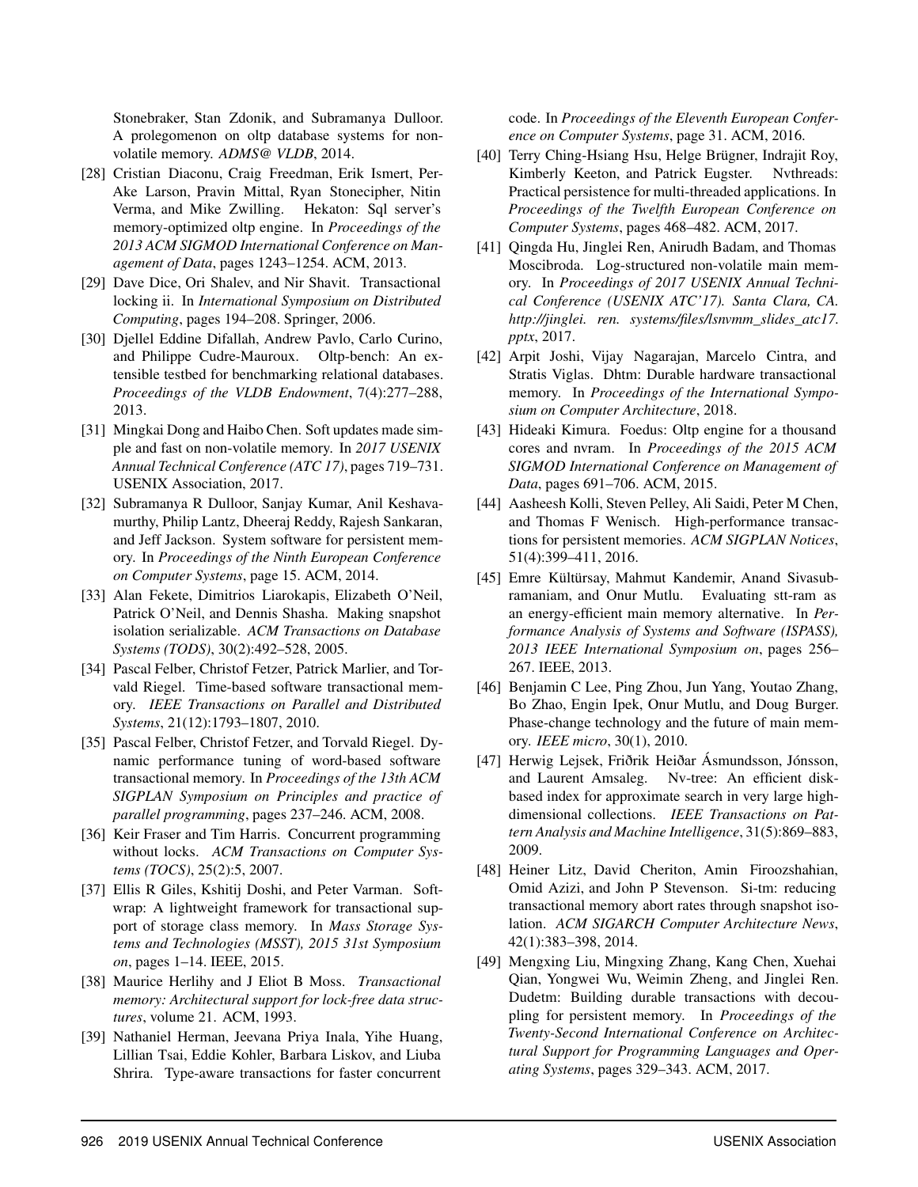Stonebraker, Stan Zdonik, and Subramanya Dulloor. A prolegomenon on oltp database systems for non-volatile memory. *ADMS@ VLDB*, 2014.

[28] Cristian Diaconu, Craig Freedman, Erik Ismert, Per-Ake Larson, Pravin Mittal, Ryan Stonecipher, Nitin Verma, and Mike Zwilling. Hekaton: Sql server's memory-optimized oltp engine. In *Proceedings of the 2013 ACM SIGMOD International Conference on Management of Data*, pages 1243–1254. ACM, 2013.

[29] Dave Dice, Ori Shalev, and Nir Shavit. Transactional locking ii. In *International Symposium on Distributed Computing*, pages 194–208. Springer, 2006.

[30] Djellel Eddine Difallah, Andrew Pavlo, Carlo Curino, and Philippe Cudre-Mauroux. Oltp-bench: An extensible testbed for benchmarking relational databases. *Proceedings of the VLDB Endowment*, 7(4):277–288, 2013.

[31] Mingkai Dong and Haibo Chen. Soft updates made simple and fast on non-volatile memory. In *2017 USENIX Annual Technical Conference (ATC 17)*, pages 719–731. USENIX Association, 2017.

[32] Subramanya R Dulloor, Sanjay Kumar, Anil Keshavamurthy, Philip Lantz, Dheeraj Reddy, Rajesh Sankaran, and Jeff Jackson. System software for persistent memory. In *Proceedings of the Ninth European Conference on Computer Systems*, page 15. ACM, 2014.

[33] Alan Fekete, Dimitrios Liarokapis, Elizabeth O'Neil, Patrick O'Neil, and Dennis Shasha. Making snapshot isolation serializable. *ACM Transactions on Database Systems (TODS)*, 30(2):492–528, 2005.

[34] Pascal Felber, Christof Fetzer, Patrick Marlier, and Torvald Riegel. Time-based software transactional memory. *IEEE Transactions on Parallel and Distributed Systems*, 21(12):1793–1807, 2010.

[35] Pascal Felber, Christof Fetzer, and Torvald Riegel. Dynamic performance tuning of word-based software transactional memory. In *Proceedings of the 13th ACM SIGPLAN Symposium on Principles and practice of parallel programming*, pages 237–246. ACM, 2008.

[36] Keir Fraser and Tim Harris. Concurrent programming without locks. *ACM Transactions on Computer Systems (TOCS)*, 25(2):5, 2007.

[37] Ellis R Giles, Kshitij Doshi, and Peter Varman. Softwrap: A lightweight framework for transactional support of storage class memory. In *Mass Storage Systems and Technologies (MSST), 2015 31st Symposium on*, pages 1–14. IEEE, 2015.

[38] Maurice Herlihy and J Eliot B Moss. *Transactional memory: Architectural support for lock-free data structures*, volume 21. ACM, 1993.

[39] Nathaniel Herman, Jeevana Priya Inala, Yihe Huang, Lillian Tsai, Eddie Kohler, Barbara Liskov, and Liuba Shrira. Type-aware transactions for faster concurrent code. In *Proceedings of the Eleventh European Conference on Computer Systems*, page 31. ACM, 2016.

[40] Terry Ching-Hsiang Hsu, Helge Brügner, Indrajit Roy, Kimberly Keeton, and Patrick Eugster. Nvthreads: Practical persistence for multi-threaded applications. In *Proceedings of the Twelfth European Conference on Computer Systems*, pages 468–482. ACM, 2017.

[41] Qingda Hu, Jinglei Ren, Anirudh Badam, and Thomas Moscibroda. Log-structured non-volatile main memory. In *Proceedings of 2017 USENIX Annual Technical Conference (USENIX ATC'17). Santa Clara, CA. http://jinglei. ren. systems/files/lsnvmm_slides_atc17. pptx*, 2017.

[42] Arpit Joshi, Vijay Nagarajan, Marcelo Cintra, and Stratis Viglas. Dhtm: Durable hardware transactional memory. In *Proceedings of the International Symposium on Computer Architecture*, 2018.

[43] Hideaki Kimura. Foedus: Oltp engine for a thousand cores and nvram. In *Proceedings of the 2015 ACM SIGMOD International Conference on Management of Data*, pages 691–706. ACM, 2015.

[44] Aasheesh Kolli, Steven Pelley, Ali Saidi, Peter M Chen, and Thomas F Wenisch. High-performance transactions for persistent memories. *ACM SIGPLAN Notices*, 51(4):399–411, 2016.

[45] Emre Kültürsay, Mahmut Kandemir, Anand Sivasubramaniam, and Onur Mutlu. Evaluating stt-ram as an energy-efficient main memory alternative. In *Performance Analysis of Systems and Software (ISPASS), 2013 IEEE International Symposium on*, pages 256–267. IEEE, 2013.

[46] Benjamin C Lee, Ping Zhou, Jun Yang, Youtao Zhang, Bo Zhao, Engin Ipek, Onur Mutlu, and Doug Burger. Phase-change technology and the future of main memory. *IEEE micro*, 30(1), 2010.

[47] Herwig Lejsek, Friðrik Heiðar Ásmundsson, Jónsson, and Laurent Amsaleg. Nv-tree: An efficient disk-based index for approximate search in very large high-dimensional collections. *IEEE Transactions on Pattern Analysis and Machine Intelligence*, 31(5):869–883, 2009.

[48] Heiner Litz, David Cheriton, Amin Firoozshahian, Omid Azizi, and John P Stevenson. Si-tm: reducing transactional memory abort rates through snapshot isolation. *ACM SIGARCH Computer Architecture News*, 42(1):383–398, 2014.

[49] Mengxing Liu, Mingxing Zhang, Kang Chen, Xuehai Qian, Yongwei Wu, Weimin Zheng, and Jinglei Ren. Dudetm: Building durable transactions with decoupling for persistent memory. In *Proceedings of the Twenty-Second International Conference on Architectural Support for Programming Languages and Operating Systems*, pages 329–343. ACM, 2017.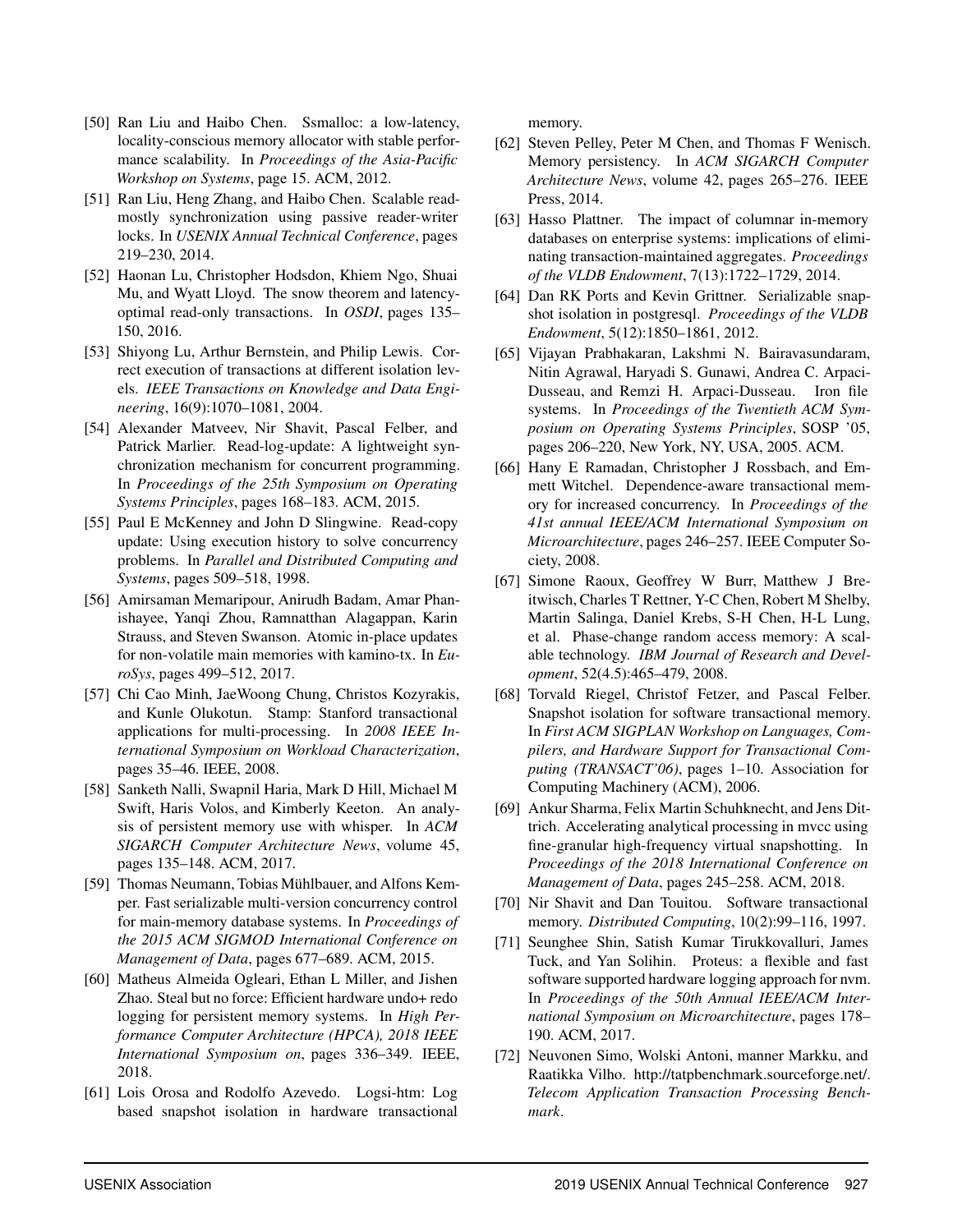[50] Ran Liu and Haibo Chen. Ssmalloc: a low-latency, locality-conscious memory allocator with stable performance scalability. In *Proceedings of the Asia-Pacific Workshop on Systems*, page 15. ACM, 2012.

[51] Ran Liu, Heng Zhang, and Haibo Chen. Scalable read-mostly synchronization using passive reader-writer locks. In *USENIX Annual Technical Conference*, pages 219–230, 2014.

[52] Haonan Lu, Christopher Hodsdon, Khiem Ngo, Shuai Mu, and Wyatt Lloyd. The snow theorem and latency-optimal read-only transactions. In *OSDI*, pages 135–150, 2016.

[53] Shiyong Lu, Arthur Bernstein, and Philip Lewis. Correct execution of transactions at different isolation levels. *IEEE Transactions on Knowledge and Data Engineering*, 16(9):1070–1081, 2004.

[54] Alexander Matveev, Nir Shavit, Pascal Felber, and Patrick Marlier. Read-log-update: A lightweight synchronization mechanism for concurrent programming. In *Proceedings of the 25th Symposium on Operating Systems Principles*, pages 168–183. ACM, 2015.

[55] Paul E McKenney and John D Slingwine. Read-copy update: Using execution history to solve concurrency problems. In *Parallel and Distributed Computing and Systems*, pages 509–518, 1998.

[56] Amirsaman Memaripour, Anirudh Badam, Amar Phanishayee, Yanqi Zhou, Ramnatthan Alagappan, Karin Strauss, and Steven Swanson. Atomic in-place updates for non-volatile main memories with kamino-tx. In *EuroSys*, pages 499–512, 2017.

[57] Chi Cao Minh, JaeWoong Chung, Christos Kozyrakis, and Kunle Olukotun. Stamp: Stanford transactional applications for multi-processing. In *2008 IEEE International Symposium on Workload Characterization*, pages 35–46. IEEE, 2008.

[58] Sanketh Nalli, Swapnil Haria, Mark D Hill, Michael M Swift, Haris Volos, and Kimberly Keeton. An analysis of persistent memory use with whisper. In *ACM SIGARCH Computer Architecture News*, volume 45, pages 135–148. ACM, 2017.

[59] Thomas Neumann, Tobias Mühlbauer, and Alfons Kemper. Fast serializable multi-version concurrency control for main-memory database systems. In *Proceedings of the 2015 ACM SIGMOD International Conference on Management of Data*, pages 677–689. ACM, 2015.

[60] Matheus Almeida Ogleari, Ethan L Miller, and Jishen Zhao. Steal but no force: Efficient hardware undo+ redo logging for persistent memory systems. In *High Performance Computer Architecture (HPCA), 2018 IEEE International Symposium on*, pages 336–349. IEEE, 2018.

[61] Lois Orosa and Rodolfo Azevedo. Logsi-htm: Log based snapshot isolation in hardware transactional memory.

[62] Steven Pelley, Peter M Chen, and Thomas F Wenisch. Memory persistency. In *ACM SIGARCH Computer Architecture News*, volume 42, pages 265–276. IEEE Press, 2014.

[63] Hasso Plattner. The impact of columnar in-memory databases on enterprise systems: implications of eliminating transaction-maintained aggregates. *Proceedings of the VLDB Endowment*, 7(13):1722–1729, 2014.

[64] Dan RK Ports and Kevin Grittner. Serializable snapshot isolation in postgresql. *Proceedings of the VLDB Endowment*, 5(12):1850–1861, 2012.

[65] Vijayan Prabhakaran, Lakshmi N. Bairavasundaram, Nitin Agrawal, Haryadi S. Gunawi, Andrea C. Arpaci-Dusseau, and Remzi H. Arpaci-Dusseau. Iron file systems. In *Proceedings of the Twentieth ACM Symposium on Operating Systems Principles*, SOSP '05, pages 206–220, New York, NY, USA, 2005. ACM.

[66] Hany E Ramadan, Christopher J Rossbach, and Emmett Witchel. Dependence-aware transactional memory for increased concurrency. In *Proceedings of the 41st annual IEEE/ACM International Symposium on Microarchitecture*, pages 246–257. IEEE Computer Society, 2008.

[67] Simone Raoux, Geoffrey W Burr, Matthew J Breitwisch, Charles T Rettner, Y-C Chen, Robert M Shelby, Martin Salinga, Daniel Krebs, S-H Chen, H-L Lung, et al. Phase-change random access memory: A scalable technology. *IBM Journal of Research and Development*, 52(4.5):465–479, 2008.

[68] Torvald Riegel, Christof Fetzer, and Pascal Felber. Snapshot isolation for software transactional memory. In *First ACM SIGPLAN Workshop on Languages, Compilers, and Hardware Support for Transactional Computing (TRANSACT'06)*, pages 1–10. Association for Computing Machinery (ACM), 2006.

[69] Ankur Sharma, Felix Martin Schuhknecht, and Jens Dittrich. Accelerating analytical processing in mvcc using fine-granular high-frequency virtual snapshotting. In *Proceedings of the 2018 International Conference on Management of Data*, pages 245–258. ACM, 2018.

[70] Nir Shavit and Dan Touitou. Software transactional memory. *Distributed Computing*, 10(2):99–116, 1997.

[71] Seunghee Shin, Satish Kumar Tirukkovalluri, James Tuck, and Yan Solihin. Proteus: a flexible and fast software supported hardware logging approach for nvm. In *Proceedings of the 50th Annual IEEE/ACM International Symposium on Microarchitecture*, pages 178–190. ACM, 2017.

[72] Neuvonen Simo, Wolski Antoni, manner Markku, and Raatikka Vilho. http://tatpbenchmark.sourceforge.net/. *Telecom Application Transaction Processing Benchmark*.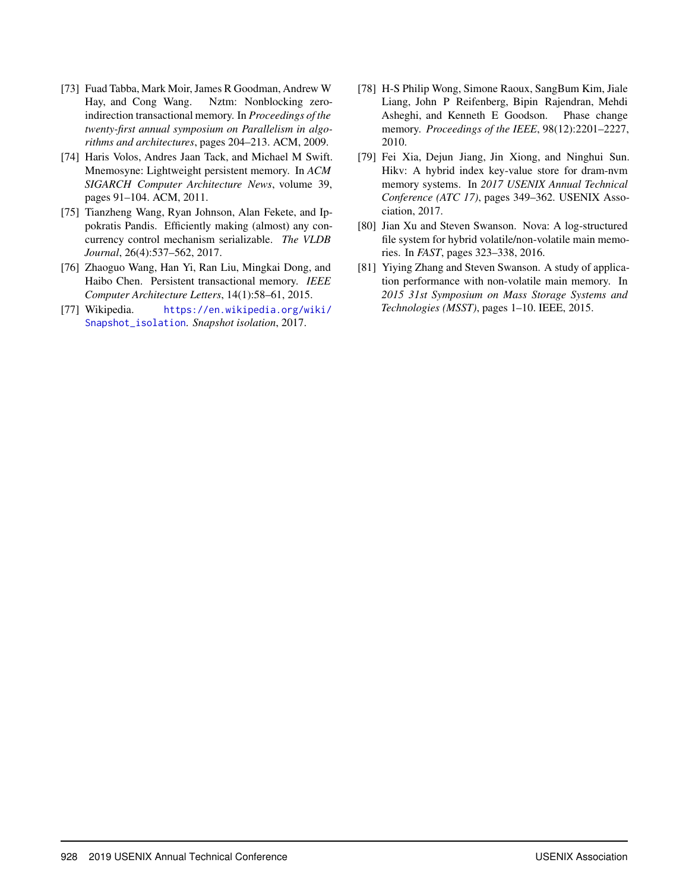[73] Fuad Tabba, Mark Moir, James R Goodman, Andrew W Hay, and Cong Wang. Nztm: Nonblocking zero-indirection transactional memory. In *Proceedings of the twenty-first annual symposium on Parallelism in algorithms and architectures*, pages 204–213. ACM, 2009.

[74] Haris Volos, Andres Jaan Tack, and Michael M Swift. Mnemosyne: Lightweight persistent memory. In *ACM SIGARCH Computer Architecture News*, volume 39, pages 91–104. ACM, 2011.

[75] Tianzheng Wang, Ryan Johnson, Alan Fekete, and Ippokratis Pandis. Efficiently making (almost) any concurrency control mechanism serializable. *The VLDB Journal*, 26(4):537–562, 2017.

[76] Zhaoguo Wang, Han Yi, Ran Liu, Mingkai Dong, and Haibo Chen. Persistent transactional memory. *IEEE Computer Architecture Letters*, 14(1):58–61, 2015.

[77] Wikipedia. https://en.wikipedia.org/wiki/Snapshot_isolation. *Snapshot isolation*, 2017.

[78] H-S Philip Wong, Simone Raoux, SangBum Kim, Jiale Liang, John P Reifenberg, Bipin Rajendran, Mehdi Asheghi, and Kenneth E Goodson. Phase change memory. *Proceedings of the IEEE*, 98(12):2201–2227, 2010.

[79] Fei Xia, Dejun Jiang, Jin Xiong, and Ninghui Sun. Hikv: A hybrid index key-value store for dram-nvm memory systems. In *2017 USENIX Annual Technical Conference (ATC 17)*, pages 349–362. USENIX Association, 2017.

[80] Jian Xu and Steven Swanson. Nova: A log-structured file system for hybrid volatile/non-volatile main memories. In *FAST*, pages 323–338, 2016.

[81] Yiying Zhang and Steven Swanson. A study of application performance with non-volatile main memory. In *2015 31st Symposium on Mass Storage Systems and Technologies (MSST)*, pages 1–10. IEEE, 2015.